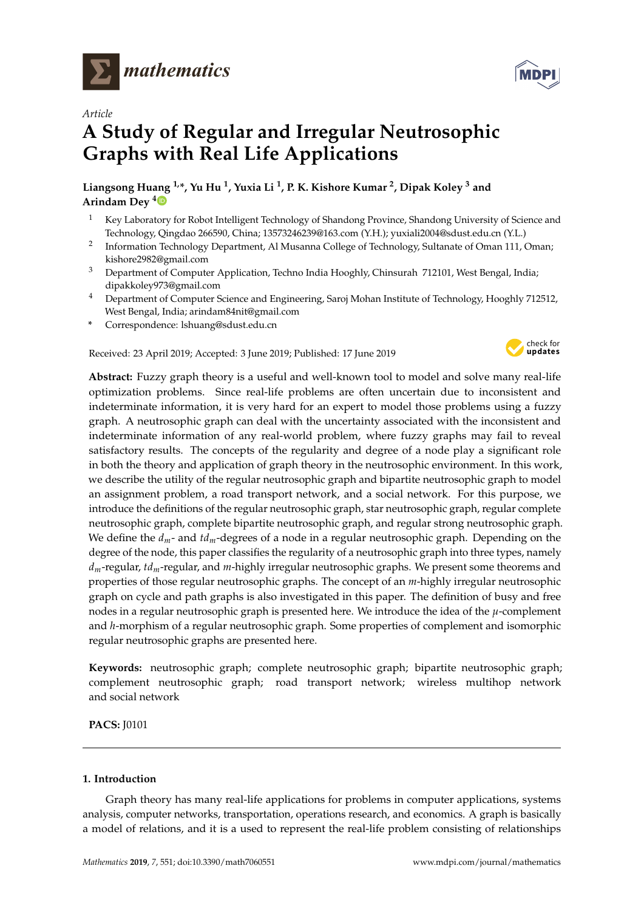*mathematics*

Article

# A Study of Regular and Irregular Neutrosophic Graphs with Real Life Applications

**Liangsong Huang [1,*], Yu Hu [1], Yuxia Li [1], P. K. Kishore Kumar [2], Dipak Koley [3] and Arindam Dey [4]**

1. Key Laboratory for Robot Intelligent Technology of Shandong Province, Shandong University of Science and Technology, Qingdao 266590, China; 13573246239@163.com (Y.H.); yuxiali2004@sdust.edu.cn (Y.L.)
2. Information Technology Department, Al Musanna College of Technology, Sultanate of Oman 111, Oman; kishore2982@gmail.com
3. Department of Computer Application, Techno India Hooghly, Chinsurah 712101, West Bengal, India; dipakkoley973@gmail.com
4. Department of Computer Science and Engineering, Saroj Mohan Institute of Technology, Hooghly 712512, West Bengal, India; arindam84nit@gmail.com

\* Correspondence: lshuang@sdust.edu.cn

Received: 23 April 2019; Accepted: 3 June 2019; Published: 17 June 2019

**Abstract:** Fuzzy graph theory is a useful and well-known tool to model and solve many real-life optimization problems. Since real-life problems are often uncertain due to inconsistent and indeterminate information, it is very hard for an expert to model those problems using a fuzzy graph. A neutrosophic graph can deal with the uncertainty associated with the inconsistent and indeterminate information of any real-world problem, where fuzzy graphs may fail to reveal satisfactory results. The concepts of the regularity and degree of a node play a significant role in both the theory and application of graph theory in the neutrosophic environment. In this work, we describe the utility of the regular neutrosophic graph and bipartite neutrosophic graph to model an assignment problem, a road transport network, and a social network. For this purpose, we introduce the definitions of the regular neutrosophic graph, star neutrosophic graph, regular complete neutrosophic graph, complete bipartite neutrosophic graph, and regular strong neutrosophic graph. We define the $d_m$- and $td_m$-degrees of a node in a regular neutrosophic graph. Depending on the degree of the node, this paper classifies the regularity of a neutrosophic graph into three types, namely $d_m$-regular, $td_m$-regular, and $m$-highly irregular neutrosophic graphs. We present some theorems and properties of those regular neutrosophic graphs. The concept of an $m$-highly irregular neutrosophic graph on cycle and path graphs is also investigated in this paper. The definition of busy and free nodes in a regular neutrosophic graph is presented here. We introduce the idea of the $\mu$-complement and $h$-morphism of a regular neutrosophic graph. Some properties of complement and isomorphic regular neutrosophic graphs are presented here.

**Keywords:** neutrosophic graph; complete neutrosophic graph; bipartite neutrosophic graph; complement neutrosophic graph; road transport network; wireless multihop network and social network

**PACS:** J0101

## 1. Introduction

Graph theory has many real-life applications for problems in computer applications, systems analysis, computer networks, transportation, operations research, and economics. A graph is basically a model of relations, and it is a used to represent the real-life problem consisting of relationships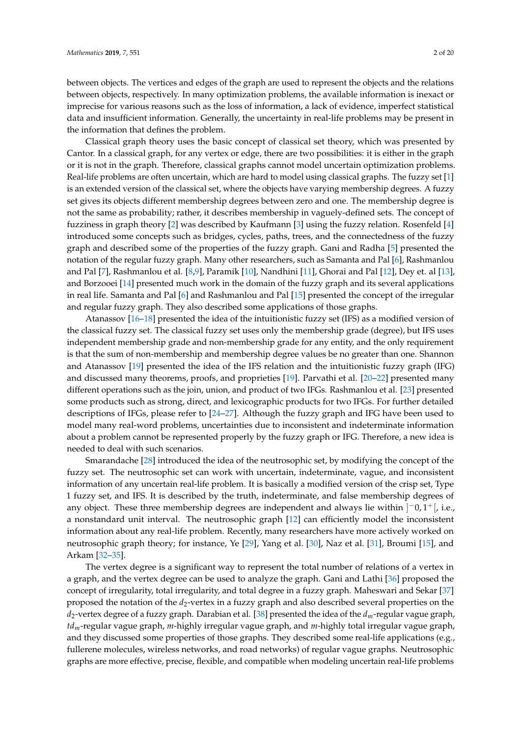between objects. The vertices and edges of the graph are used to represent the objects and the relations between objects, respectively. In many optimization problems, the available information is inexact or imprecise for various reasons such as the loss of information, a lack of evidence, imperfect statistical data and insufficient information. Generally, the uncertainty in real-life problems may be present in the information that defines the problem.

Classical graph theory uses the basic concept of classical set theory, which was presented by Cantor. In a classical graph, for any vertex or edge, there are two possibilities: it is either in the graph or it is not in the graph. Therefore, classical graphs cannot model uncertain optimization problems. Real-life problems are often uncertain, which are hard to model using classical graphs. The fuzzy set [1] is an extended version of the classical set, where the objects have varying membership degrees. A fuzzy set gives its objects different membership degrees between zero and one. The membership degree is not the same as probability; rather, it describes membership in vaguely-defined sets. The concept of fuzziness in graph theory [2] was described by Kaufmann [3] using the fuzzy relation. Rosenfeld [4] introduced some concepts such as bridges, cycles, paths, trees, and the connectedness of the fuzzy graph and described some of the properties of the fuzzy graph. Gani and Radha [5] presented the notation of the regular fuzzy graph. Many other researchers, such as Samanta and Pal [6], Rashmanlou and Pal [7], Rashmanlou et al. [8,9], Paramik [10], Nandhini [11], Ghorai and Pal [12], Dey et. al [13], and Borzooei [14] presented much work in the domain of the fuzzy graph and its several applications in real life. Samanta and Pal [6] and Rashmanlou and Pal [15] presented the concept of the irregular and regular fuzzy graph. They also described some applications of those graphs.

Atanassov [16–18] presented the idea of the intuitionistic fuzzy set (IFS) as a modified version of the classical fuzzy set. The classical fuzzy set uses only the membership grade (degree), but IFS uses independent membership grade and non-membership grade for any entity, and the only requirement is that the sum of non-membership and membership degree values be no greater than one. Shannon and Atanassov [19] presented the idea of the IFS relation and the intuitionistic fuzzy graph (IFG) and discussed many theorems, proofs, and proprieties [19]. Parvathi et al. [20–22] presented many different operations such as the join, union, and product of two IFGs. Rashmanlou et al. [23] presented some products such as strong, direct, and lexicographic products for two IFGs. For further detailed descriptions of IFGs, please refer to [24–27]. Although the fuzzy graph and IFG have been used to model many real-word problems, uncertainties due to inconsistent and indeterminate information about a problem cannot be represented properly by the fuzzy graph or IFG. Therefore, a new idea is needed to deal with such scenarios.

Smarandache [28] introduced the idea of the neutrosophic set, by modifying the concept of the fuzzy set. The neutrosophic set can work with uncertain, indeterminate, vague, and inconsistent information of any uncertain real-life problem. It is basically a modified version of the crisp set, Type 1 fuzzy set, and IFS. It is described by the truth, indeterminate, and false membership degrees of any object. These three membership degrees are independent and always lie within $]^{-}0, 1^{+}[$, i.e., a nonstandard unit interval. The neutrosophic graph [12] can efficiently model the inconsistent information about any real-life problem. Recently, many researchers have more actively worked on neutrosophic graph theory; for instance, Ye [29], Yang et al. [30], Naz et al. [31], Broumi [15], and Arkam [32–35].

The vertex degree is a significant way to represent the total number of relations of a vertex in a graph, and the vertex degree can be used to analyze the graph. Gani and Lathi [36] proposed the concept of irregularity, total irregularity, and total degree in a fuzzy graph. Maheswari and Sekar [37] proposed the notation of the $d_2$-vertex in a fuzzy graph and also described several properties on the $d_2$-vertex degree of a fuzzy graph. Darabian et al. [38] presented the idea of the $d_m$-regular vague graph, $td_m$-regular vague graph, $m$-highly irregular vague graph, and $m$-highly total irregular vague graph, and they discussed some properties of those graphs. They described some real-life applications (e.g., fullerene molecules, wireless networks, and road networks) of regular vague graphs. Neutrosophic graphs are more effective, precise, flexible, and compatible when modeling uncertain real-life problems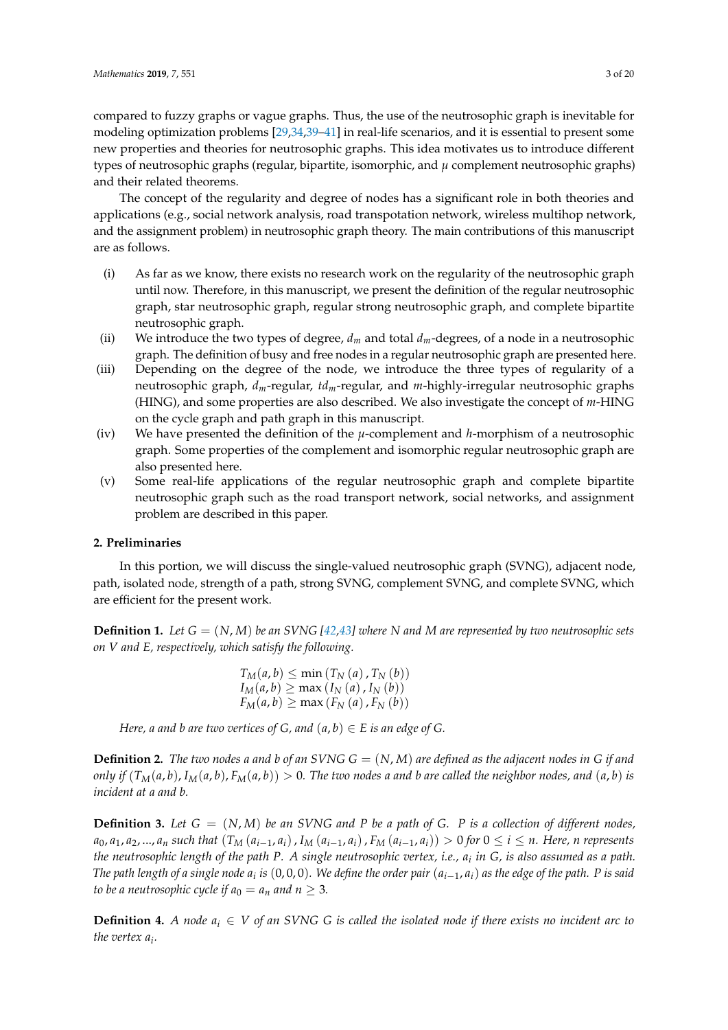compared to fuzzy graphs or vague graphs. Thus, the use of the neutrosophic graph is inevitable for modeling optimization problems [29,34,39–41] in real-life scenarios, and it is essential to present some new properties and theories for neutrosophic graphs. This idea motivates us to introduce different types of neutrosophic graphs (regular, bipartite, isomorphic, and $\mu$ complement neutrosophic graphs) and their related theorems.

The concept of the regularity and degree of nodes has a significant role in both theories and applications (e.g., social network analysis, road transpotation network, wireless multihop network, and the assignment problem) in neutrosophic graph theory. The main contributions of this manuscript are as follows.

(i) As far as we know, there exists no research work on the regularity of the neutrosophic graph until now. Therefore, in this manuscript, we present the definition of the regular neutrosophic graph, star neutrosophic graph, regular strong neutrosophic graph, and complete bipartite neutrosophic graph.

(ii) We introduce the two types of degree, $d_m$ and total $d_m$-degrees, of a node in a neutrosophic graph. The definition of busy and free nodes in a regular neutrosophic graph are presented here.

(iii) Depending on the degree of the node, we introduce the three types of regularity of a neutrosophic graph, $d_m$-regular, $td_m$-regular, and $m$-highly-irregular neutrosophic graphs (HING), and some properties are also described. We also investigate the concept of $m$-HING on the cycle graph and path graph in this manuscript.

(iv) We have presented the definition of the $\mu$-complement and $h$-morphism of a neutrosophic graph. Some properties of the complement and isomorphic regular neutrosophic graph are also presented here.

(v) Some real-life applications of the regular neutrosophic graph and complete bipartite neutrosophic graph such as the road transport network, social networks, and assignment problem are described in this paper.

## 2. Preliminaries

In this portion, we will discuss the single-valued neutrosophic graph (SVNG), adjacent node, path, isolated node, strength of a path, strong SVNG, complement SVNG, and complete SVNG, which are efficient for the present work.

**Definition 1.** *Let $G = (N, M)$ be an SVNG [42,43] where N and M are represented by two neutrosophic sets on V and E, respectively, which satisfy the following.*

$$
\begin{aligned}
T_M(a,b) &\leq \min\left(T_N(a), T_N(b)\right) \\
I_M(a,b) &\geq \max\left(I_N(a), I_N(b)\right) \\
F_M(a,b) &\geq \max\left(F_N(a), F_N(b)\right)
\end{aligned}
$$

*Here, a and b are two vertices of G, and $(a,b) \in E$ is an edge of G.*

**Definition 2.** *The two nodes a and b of an SVNG $G = (N, M)$ are defined as the adjacent nodes in G if and only if $(T_M(a,b), I_M(a,b), F_M(a,b)) > 0$. The two nodes a and b are called the neighbor nodes, and $(a,b)$ is incident at a and b.*

**Definition 3.** *Let $G = (N, M)$ be an SVNG and P be a path of G. P is a collection of different nodes, $a_0, a_1, a_2, ..., a_n$ such that $(T_M(a_{i-1}, a_i), I_M(a_{i-1}, a_i), F_M(a_{i-1}, a_i)) > 0$ for $0 \leq i \leq n$. Here, n represents the neutrosophic length of the path P. A single neutrosophic vertex, i.e., $a_i$ in G, is also assumed as a path. The path length of a single node $a_i$ is $(0,0,0)$. We define the order pair $(a_{i-1}, a_i)$ as the edge of the path. P is said to be a neutrosophic cycle if $a_0 = a_n$ and $n \geq 3$.*

**Definition 4.** *A node $a_i \in V$ of an SVNG G is called the isolated node if there exists no incident arc to the vertex $a_i$.*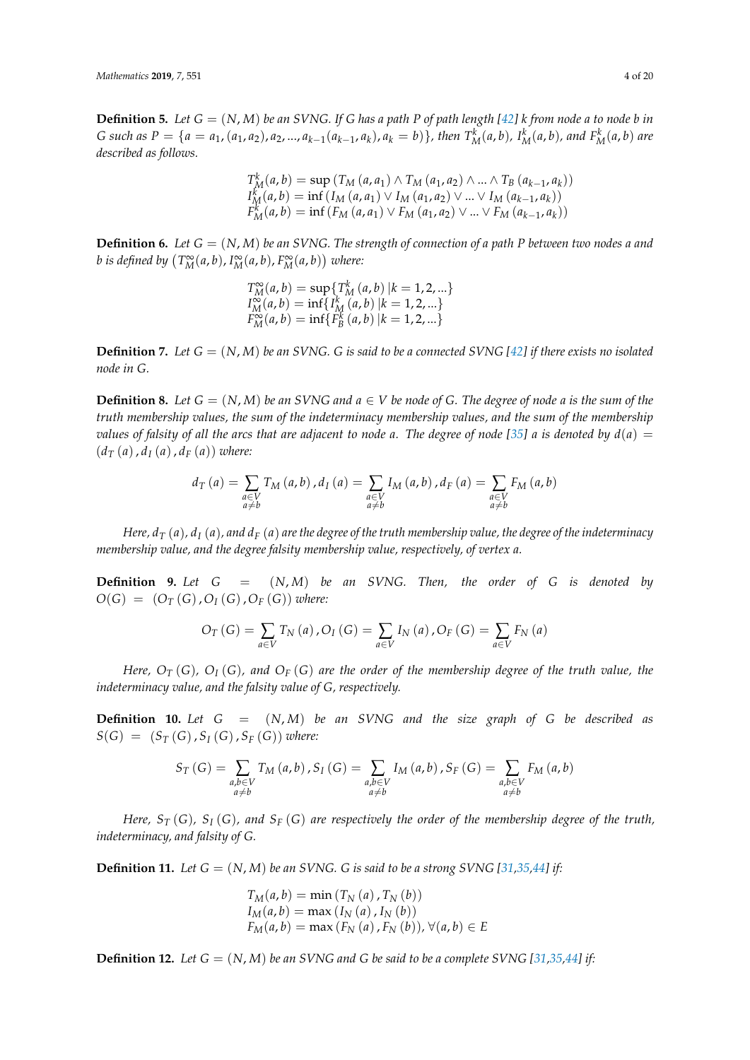**Definition 5.** *Let $G = (N, M)$ be an SVNG. If G has a path P of path length [42] k from node a to node b in G such as $P = \{a = a_1, (a_1, a_2), a_2, \ldots, a_{k-1}(a_{k-1}, a_k), a_k = b)\}$, then $T_M^k(a,b)$, $I_M^k(a,b)$, and $F_M^k(a,b)$ are described as follows.*

$$
\begin{aligned}
T_M^k(a,b) &= \sup\left(T_M\left(a, a_1\right) \wedge T_M\left(a_1, a_2\right) \wedge \ldots \wedge T_B\left(a_{k-1}, a_k\right)\right) \\
I_M^k(a,b) &= \inf\left(I_M\left(a, a_1\right) \vee I_M\left(a_1, a_2\right) \vee \ldots \vee I_M\left(a_{k-1}, a_k\right)\right) \\
F_M^k(a,b) &= \inf\left(F_M\left(a, a_1\right) \vee F_M\left(a_1, a_2\right) \vee \ldots \vee F_M\left(a_{k-1}, a_k\right)\right)
\end{aligned}
$$

**Definition 6.** *Let $G = (N, M)$ be an SVNG. The strength of connection of a path P between two nodes a and b is defined by $\left(T_M^\infty(a,b), I_M^\infty(a,b), F_M^\infty(a,b)\right)$ where:*

$$
\begin{aligned}
T_M^\infty(a,b) &= \sup\{T_M^k\left(a,b\right) | k = 1, 2, \ldots\} \\
I_M^\infty(a,b) &= \inf\{I_M^k\left(a,b\right) | k = 1, 2, \ldots\} \\
F_M^\infty(a,b) &= \inf\{F_B^k\left(a,b\right) | k = 1, 2, \ldots\}
\end{aligned}
$$

**Definition 7.** *Let $G = (N, M)$ be an SVNG. G is said to be a connected SVNG [42] if there exists no isolated node in G.*

**Definition 8.** *Let $G = (N, M)$ be an SVNG and $a \in V$ be node of G. The degree of node a is the sum of the truth membership values, the sum of the indeterminacy membership values, and the sum of the membership values of falsity of all the arcs that are adjacent to node a. The degree of node [35] a is denoted by $d(a) = \left(d_T\left(a\right), d_I\left(a\right), d_F\left(a\right)\right)$ where:*

$$
d_T\left(a\right) = \sum_{\substack{a \in V \\ a \neq b}} T_M\left(a,b\right), d_I\left(a\right) = \sum_{\substack{a \in V \\ a \neq b}} I_M\left(a,b\right), d_F\left(a\right) = \sum_{\substack{a \in V \\ a \neq b}} F_M\left(a,b\right)
$$

*Here, $d_T\left(a\right)$, $d_I\left(a\right)$, and $d_F\left(a\right)$ are the degree of the truth membership value, the degree of the indeterminacy membership value, and the degree falsity membership value, respectively, of vertex a.*

**Definition 9.** *Let $G = (N, M)$ be an SVNG. Then, the order of G is denoted by $O(G) = \left(O_T\left(G\right), O_I\left(G\right), O_F\left(G\right)\right)$ where:*

$$
O_T\left(G\right) = \sum_{a \in V} T_N\left(a\right), O_I\left(G\right) = \sum_{a \in V} I_N\left(a\right), O_F\left(G\right) = \sum_{a \in V} F_N\left(a\right)
$$

*Here, $O_T\left(G\right)$, $O_I\left(G\right)$, and $O_F\left(G\right)$ are the order of the membership degree of the truth value, the indeterminacy value, and the falsity value of G, respectively.*

**Definition 10.** *Let $G = (N, M)$ be an SVNG and the size graph of G be described as $S(G) = \left(S_T\left(G\right), S_I\left(G\right), S_F\left(G\right)\right)$ where:*

$$
S_T\left(G\right) = \sum_{\substack{a,b \in V \\ a \neq b}} T_M\left(a,b\right), S_I\left(G\right) = \sum_{\substack{a,b \in V \\ a \neq b}} I_M\left(a,b\right), S_F\left(G\right) = \sum_{\substack{a,b \in V \\ a \neq b}} F_M\left(a,b\right)
$$

*Here, $S_T\left(G\right)$, $S_I\left(G\right)$, and $S_F\left(G\right)$ are respectively the order of the membership degree of the truth, indeterminacy, and falsity of G.*

**Definition 11.** *Let $G = (N, M)$ be an SVNG. G is said to be a strong SVNG [31,35,44] if:*

$$
\begin{aligned}
T_M(a,b) &= \min\left(T_N\left(a\right), T_N\left(b\right)\right) \\
I_M(a,b) &= \max\left(I_N\left(a\right), I_N\left(b\right)\right) \\
F_M(a,b) &= \max\left(F_N\left(a\right), F_N\left(b\right)\right), \forall (a,b) \in E
\end{aligned}
$$

**Definition 12.** *Let $G = (N, M)$ be an SVNG and G be said to be a complete SVNG [31,35,44] if:*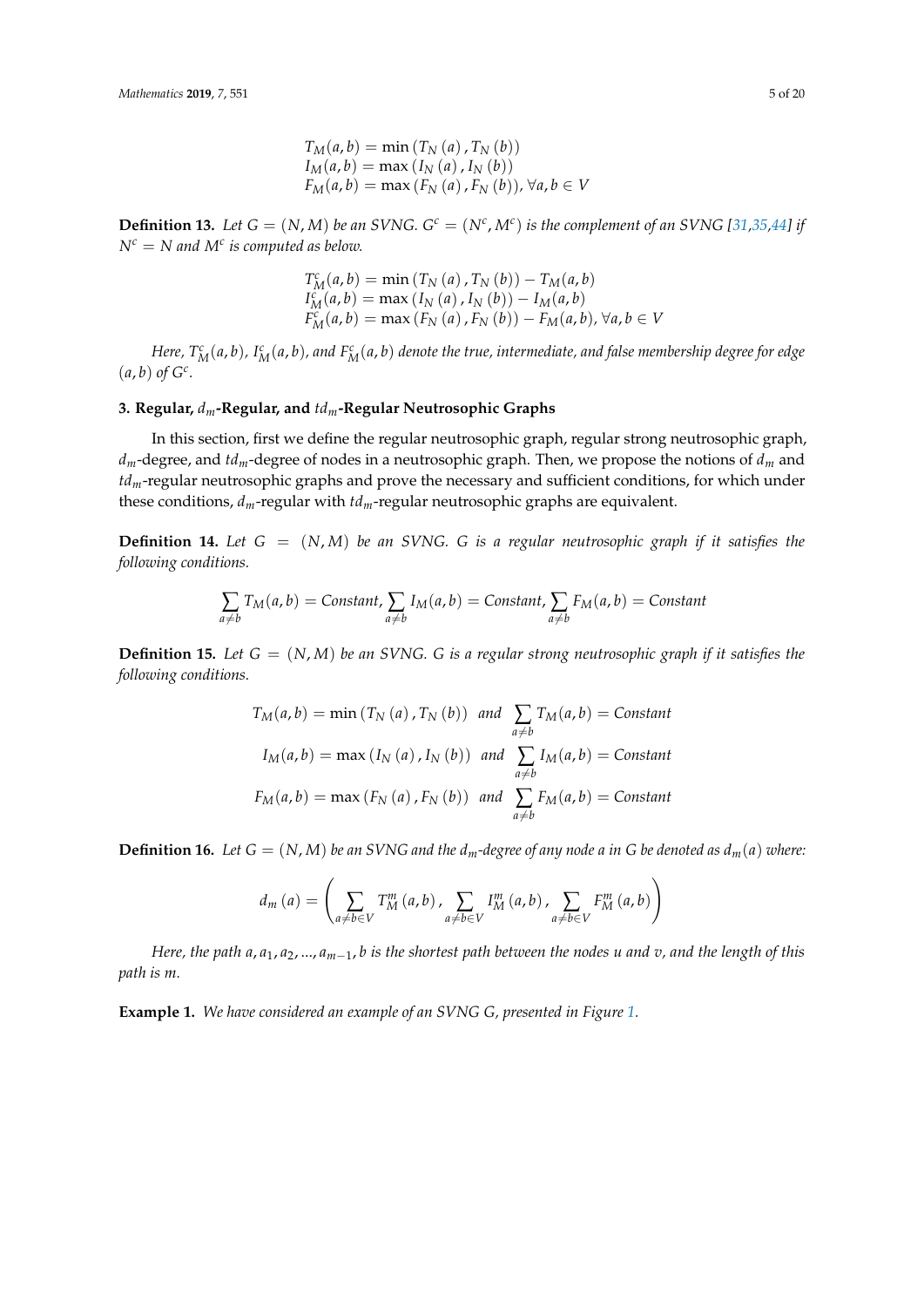$$
\begin{aligned}
T_M(a,b) &= \min\left(T_N\left(a\right), T_N\left(b\right)\right) \\
I_M(a,b) &= \max\left(I_N\left(a\right), I_N\left(b\right)\right) \\
F_M(a,b) &= \max\left(F_N\left(a\right), F_N\left(b\right)\right), \forall a,b \in V
\end{aligned}
$$

**Definition 13.** *Let $G = (N, M)$ be an SVNG. $G^c = (N^c, M^c)$ is the complement of an SVNG [31,35,44] if $N^c = N$ and $M^c$ is computed as below.*

$$
\begin{aligned}
T_M^c(a,b) &= \min\left(T_N\left(a\right), T_N\left(b\right)\right) - T_M(a,b) \\
I_M^c(a,b) &= \max\left(I_N\left(a\right), I_N\left(b\right)\right) - I_M(a,b) \\
F_M^c(a,b) &= \max\left(F_N\left(a\right), F_N\left(b\right)\right) - F_M(a,b), \forall a,b \in V
\end{aligned}
$$

*Here, $T_M^c(a,b)$, $I_M^c(a,b)$, and $F_M^c(a,b)$ denote the true, intermediate, and false membership degree for edge $(a,b)$ of $G^c$.*

## 3. Regular, $d_m$-Regular, and $td_m$-Regular Neutrosophic Graphs

In this section, first we define the regular neutrosophic graph, regular strong neutrosophic graph, $d_m$-degree, and $td_m$-degree of nodes in a neutrosophic graph. Then, we propose the notions of $d_m$ and $td_m$-regular neutrosophic graphs and prove the necessary and sufficient conditions, for which under these conditions, $d_m$-regular with $td_m$-regular neutrosophic graphs are equivalent.

**Definition 14.** *Let $G = (N, M)$ be an SVNG. $G$ is a regular neutrosophic graph if it satisfies the following conditions.*

$$
\sum_{a \neq b} T_M(a,b) = Constant, \sum_{a \neq b} I_M(a,b) = Constant, \sum_{a \neq b} F_M(a,b) = Constant
$$

**Definition 15.** *Let $G = (N, M)$ be an SVNG. $G$ is a regular strong neutrosophic graph if it satisfies the following conditions.*

$$
\begin{aligned}
T_M(a,b) &= \min\left(T_N\left(a\right), T_N\left(b\right)\right) \;\; and \;\; \sum_{a \neq b} T_M(a,b) = Constant \\
I_M(a,b) &= \max\left(I_N\left(a\right), I_N\left(b\right)\right) \;\; and \;\; \sum_{a \neq b} I_M(a,b) = Constant \\
F_M(a,b) &= \max\left(F_N\left(a\right), F_N\left(b\right)\right) \;\; and \;\; \sum_{a \neq b} F_M(a,b) = Constant
\end{aligned}
$$

**Definition 16.** *Let $G = (N, M)$ be an SVNG and the $d_m$-degree of any node $a$ in $G$ be denoted as $d_m(a)$ where:*

$$
d_m\left(a\right) = \left( \sum_{a \neq b \in V} T_M^m\left(a,b\right), \sum_{a \neq b \in V} I_M^m\left(a,b\right), \sum_{a \neq b \in V} F_M^m\left(a,b\right) \right)
$$

*Here, the path $a, a_1, a_2, \ldots, a_{m-1}, b$ is the shortest path between the nodes $u$ and $v$, and the length of this path is $m$.*

**Example 1.** *We have considered an example of an SVNG $G$, presented in Figure 1.*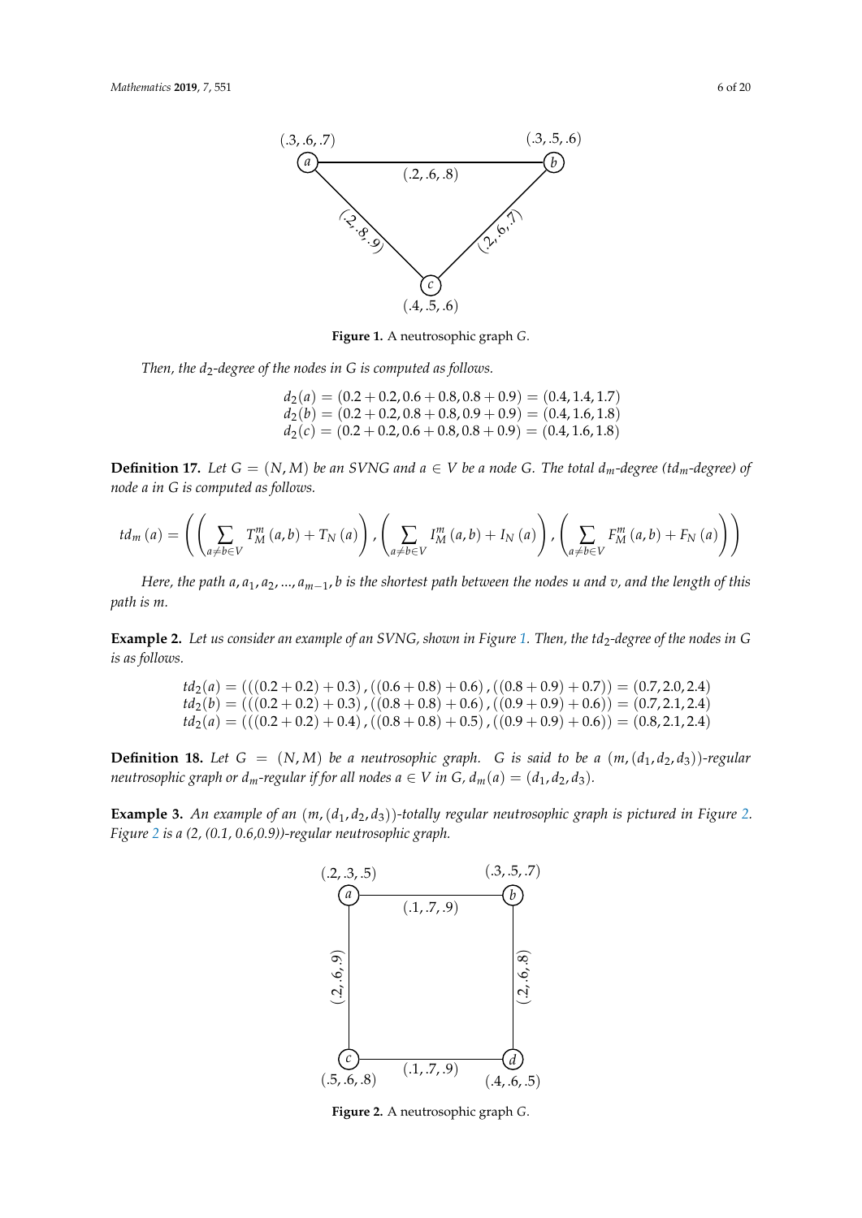**Figure 1.** A neutrosophic graph $G$.

*Then, the $d_2$-degree of the nodes in G is computed as follows.*

$$
\begin{aligned}
d_2(a) &= (0.2+0.2, 0.6+0.8, 0.8+0.9) = (0.4, 1.4, 1.7) \\
d_2(b) &= (0.2+0.2, 0.8+0.8, 0.9+0.9) = (0.4, 1.6, 1.8) \\
d_2(c) &= (0.2+0.2, 0.6+0.8, 0.8+0.9) = (0.4, 1.6, 1.8)
\end{aligned}
$$

**Definition 17.** *Let $G = (N, M)$ be an SVNG and $a \in V$ be a node G. The total $d_m$-degree ($td_m$-degree) of node a in G is computed as follows.*

$$
td_m(a) = \left( \left( \sum_{a \neq b \in V} T_M^m(a,b) + T_N(a) \right), \left( \sum_{a \neq b \in V} I_M^m(a,b) + I_N(a) \right), \left( \sum_{a \neq b \in V} F_M^m(a,b) + F_N(a) \right) \right)
$$

*Here, the path $a, a_1, a_2, ..., a_{m-1}, b$ is the shortest path between the nodes u and v, and the length of this path is m.*

**Example 2.** *Let us consider an example of an SVNG, shown in Figure 1. Then, the $td_2$-degree of the nodes in G is as follows.*

$$
\begin{aligned}
td_2(a) &= (((0.2+0.2)+0.3), ((0.6+0.8)+0.6), ((0.8+0.9)+0.7)) = (0.7, 2.0, 2.4) \\
td_2(b) &= (((0.2+0.2)+0.3), ((0.8+0.8)+0.6), ((0.9+0.9)+0.6)) = (0.7, 2.1, 2.4) \\
td_2(a) &= (((0.2+0.2)+0.4), ((0.8+0.8)+0.5), ((0.9+0.9)+0.6)) = (0.8, 2.1, 2.4)
\end{aligned}
$$

**Definition 18.** *Let $G = (N, M)$ be a neutrosophic graph. G is said to be a $(m, (d_1, d_2, d_3))$-regular neutrosophic graph or $d_m$-regular if for all nodes $a \in V$ in G, $d_m(a) = (d_1, d_2, d_3)$.*

**Example 3.** *An example of an $(m, (d_1, d_2, d_3))$-totally regular neutrosophic graph is pictured in Figure 2. Figure 2 is a (2, (0.1, 0.6,0.9))-regular neutrosophic graph.*

**Figure 2.** A neutrosophic graph $G$.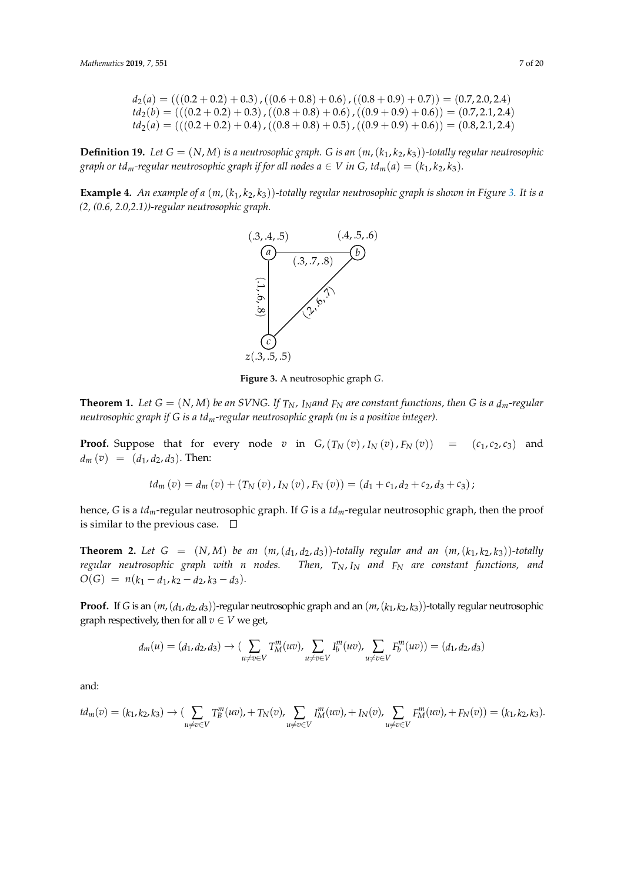$$d_2(a) = (((0.2+0.2)+0.3), ((0.6+0.8)+0.6), ((0.8+0.9)+0.7)) = (0.7, 2.0, 2.4)$$
$$td_2(b) = (((0.2+0.2)+0.3), ((0.8+0.8)+0.6), ((0.9+0.9)+0.6)) = (0.7, 2.1, 2.4)$$
$$td_2(a) = (((0.2+0.2)+0.4), ((0.8+0.8)+0.5), ((0.9+0.9)+0.6)) = (0.8, 2.1, 2.4)$$

**Definition 19.** *Let $G = (N, M)$ is a neutrosophic graph. G is an $(m, (k_1, k_2, k_3))$-totally regular neutrosophic graph or $td_m$-regular neutrosophic graph if for all nodes $a \in V$ in G, $td_m(a) = (k_1, k_2, k_3)$.*

**Example 4.** *An example of a $(m, (k_1, k_2, k_3))$-totally regular neutrosophic graph is shown in Figure 3. It is a (2, (0.6, 2.0,2.1))-regular neutrosophic graph.*

Figure 3. A neutrosophic graph $G$.

**Theorem 1.** *Let $G = (N, M)$ be an SVNG. If $T_N$, $I_N$and $F_N$ are constant functions, then G is a $d_m$-regular neutrosophic graph if G is a $td_m$-regular neutrosophic graph (m is a positive integer).*

**Proof.** Suppose that for every node $v$ in $G, (T_N(v), I_N(v), F_N(v)) = (c_1, c_2, c_3)$ and $d_m(v) = (d_1, d_2, d_3)$. Then:

$$td_m(v) = d_m(v) + (T_N(v), I_N(v), F_N(v)) = (d_1 + c_1, d_2 + c_2, d_3 + c_3);$$

hence, $G$ is a $td_m$-regular neutrosophic graph. If $G$ is a $td_m$-regular neutrosophic graph, then the proof is similar to the previous case. □

**Theorem 2.** *Let $G = (N, M)$ be an $(m, (d_1, d_2, d_3))$-totally regular and an $(m, (k_1, k_2, k_3))$-totally regular neutrosophic graph with n nodes. Then, $T_N, I_N$ and $F_N$ are constant functions, and $O(G) = n(k_1 - d_1, k_2 - d_2, k_3 - d_3)$.*

**Proof.** If $G$ is an $(m, (d_1, d_2, d_3))$-regular neutrosophic graph and an $(m, (k_1, k_2, k_3))$-totally regular neutrosophic graph respectively, then for all $v \in V$ we get,

$$d_m(u) = (d_1, d_2, d_3) \rightarrow (\sum_{u \neq v \in V} T_M^m(uv), \sum_{u \neq v \in V} I_b^m(uv), \sum_{u \neq v \in V} F_b^m(uv)) = (d_1, d_2, d_3)$$

and:

$$td_m(v) = (k_1, k_2, k_3) \rightarrow (\sum_{u \neq v \in V} T_B^m(uv), + T_N(v), \sum_{u \neq v \in V} I_M^m(uv), + I_N(v), \sum_{u \neq v \in V} F_M^m(uv), + F_N(v)) = (k_1, k_2, k_3).$$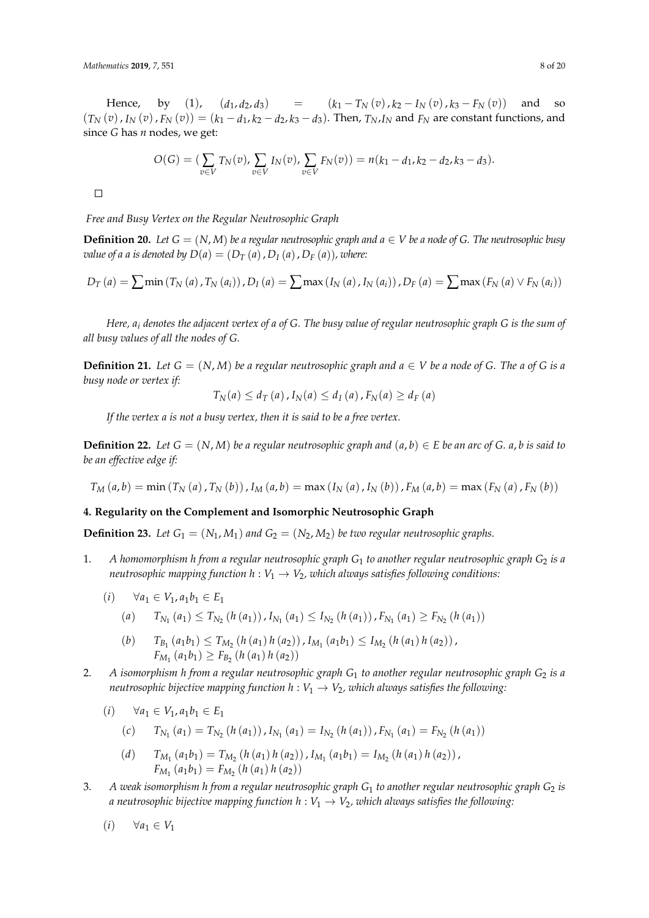Hence, by (1), $(d_1, d_2, d_3) = (k_1 - T_N(v), k_2 - I_N(v), k_3 - F_N(v))$ and so $(T_N(v), I_N(v), F_N(v)) = (k_1 - d_1, k_2 - d_2, k_3 - d_3)$. Then, $T_N$,$I_N$ and $F_N$ are constant functions, and since $G$ has $n$ nodes, we get:

$$O(G) = (\sum_{v \in V} T_N(v), \sum_{v \in V} I_N(v), \sum_{v \in V} F_N(v)) = n(k_1 - d_1, k_2 - d_2, k_3 - d_3).$$

□

*Free and Busy Vertex on the Regular Neutrosophic Graph*

**Definition 20.** *Let $G = (N, M)$ be a regular neutrosophic graph and $a \in V$ be a node of G. The neutrosophic busy value of a a is denoted by $D(a) = (D_T(a), D_I(a), D_F(a))$, where:*

$$D_T(a) = \sum \min(T_N(a), T_N(a_i)), D_I(a) = \sum \max(I_N(a), I_N(a_i)), D_F(a) = \sum \max(F_N(a) \vee F_N(a_i))$$

*Here, $a_i$ denotes the adjacent vertex of a of G. The busy value of regular neutrosophic graph G is the sum of all busy values of all the nodes of G.*

**Definition 21.** *Let $G = (N, M)$ be a regular neutrosophic graph and $a \in V$ be a node of G. The a of G is a busy node or vertex if:*

$$T_N(a) \leq d_T(a), I_N(a) \leq d_I(a), F_N(a) \geq d_F(a)$$

*If the vertex a is not a busy vertex, then it is said to be a free vertex.*

**Definition 22.** *Let $G = (N, M)$ be a regular neutrosophic graph and $(a, b) \in E$ be an arc of G. a, b is said to be an effective edge if:*

$$T_M(a, b) = \min(T_N(a), T_N(b)), I_M(a, b) = \max(I_N(a), I_N(b)), F_M(a, b) = \max(F_N(a), F_N(b))$$

## 4. Regularity on the Complement and Isomorphic Neutrosophic Graph

**Definition 23.** *Let $G_1 = (N_1, M_1)$ and $G_2 = (N_2, M_2)$ be two regular neutrosophic graphs.*

1. *A homomorphism h from a regular neutrosophic graph $G_1$ to another regular neutrosophic graph $G_2$ is a neutrosophic mapping function $h : V_1 \to V_2$, which always satisfies following conditions:*
   - $(i)$ $\forall a_1 \in V_1, a_1b_1 \in E_1$
     - $(a)$ $T_{N_1}(a_1) \leq T_{N_2}(h(a_1)), I_{N_1}(a_1) \leq I_{N_2}(h(a_1)), F_{N_1}(a_1) \geq F_{N_2}(h(a_1))$
     - $(b)$ $T_{B_1}(a_1b_1) \leq T_{M_2}(h(a_1)h(a_2)), I_{M_1}(a_1b_1) \leq I_{M_2}(h(a_1)h(a_2)),$ $F_{M_1}(a_1b_1) \geq F_{B_2}(h(a_1)h(a_2))$
2. *A isomorphism h from a regular neutrosophic graph $G_1$ to another regular neutrosophic graph $G_2$ is a neutrosophic bijective mapping function $h : V_1 \to V_2$, which always satisfies the following:*
   - $(i)$ $\forall a_1 \in V_1, a_1b_1 \in E_1$
     - $(c)$ $T_{N_1}(a_1) = T_{N_2}(h(a_1)), I_{N_1}(a_1) = I_{N_2}(h(a_1)), F_{N_1}(a_1) = F_{N_2}(h(a_1))$
     - $(d)$ $T_{M_1}(a_1b_1) = T_{M_2}(h(a_1)h(a_2)), I_{M_1}(a_1b_1) = I_{M_2}(h(a_1)h(a_2)),$ $F_{M_1}(a_1b_1) = F_{M_2}(h(a_1)h(a_2))$
3. *A weak isomorphism h from a regular neutrosophic graph $G_1$ to another regular neutrosophic graph $G_2$ is a neutrosophic bijective mapping function $h : V_1 \to V_2$, which always satisfies the following:*
   - $(i)$ $\forall a_1 \in V_1$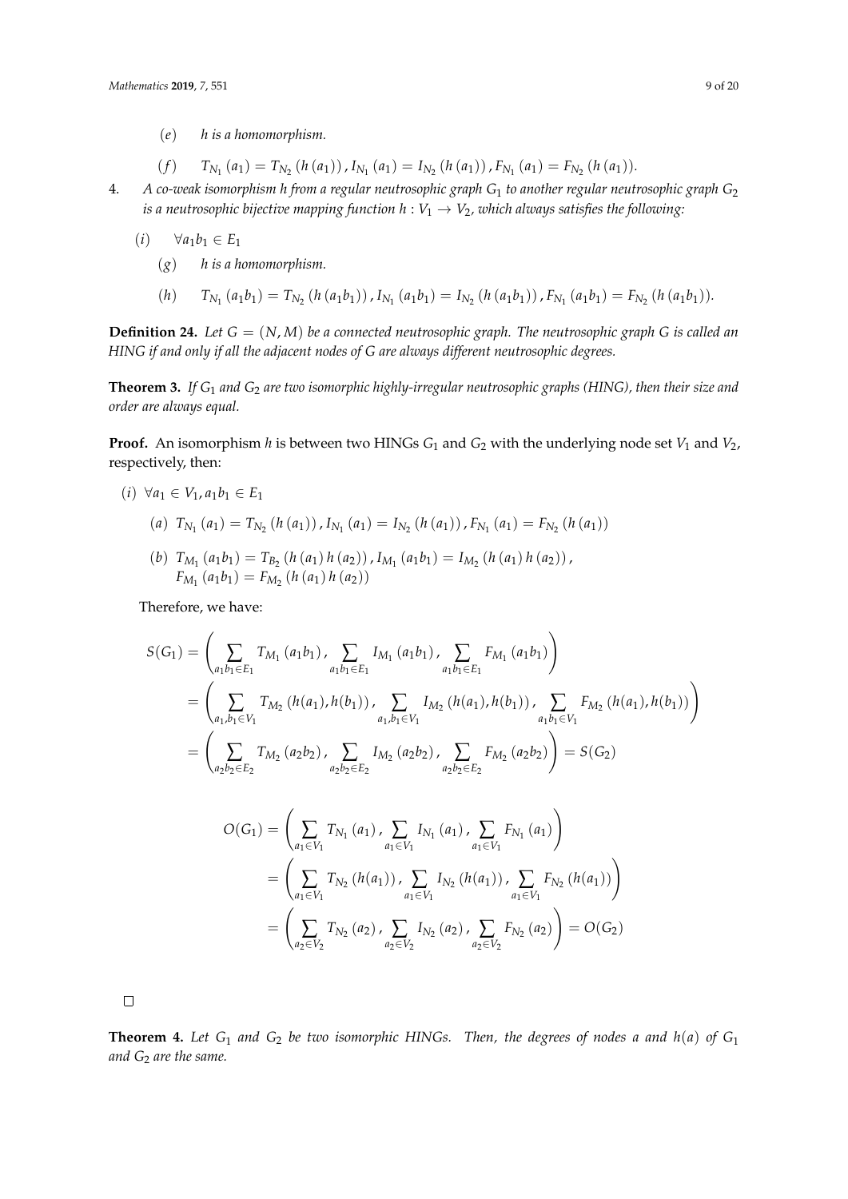(*e*) *h is a homomorphism.*

(*f*) $T_{N_1}(a_1) = T_{N_2}(h(a_1)), I_{N_1}(a_1) = I_{N_2}(h(a_1)), F_{N_1}(a_1) = F_{N_2}(h(a_1))$.

4. *A co-weak isomorphism h from a regular neutrosophic graph $G_1$ to another regular neutrosophic graph $G_2$ is a neutrosophic bijective mapping function $h : V_1 \to V_2$, which always satisfies the following:*

   (*i*) $\forall a_1 b_1 \in E_1$

   (*g*) *h is a homomorphism.*

   (*h*) $T_{N_1}(a_1 b_1) = T_{N_2}(h(a_1 b_1)), I_{N_1}(a_1 b_1) = I_{N_2}(h(a_1 b_1)), F_{N_1}(a_1 b_1) = F_{N_2}(h(a_1 b_1))$.

**Definition 24.** *Let $G = (N, M)$ be a connected neutrosophic graph. The neutrosophic graph G is called an HING if and only if all the adjacent nodes of G are always different neutrosophic degrees.*

**Theorem 3.** *If $G_1$ and $G_2$ are two isomorphic highly-irregular neutrosophic graphs (HING), then their size and order are always equal.*

**Proof.** An isomorphism $h$ is between two HINGs $G_1$ and $G_2$ with the underlying node set $V_1$ and $V_2$, respectively, then:

(*i*) $\forall a_1 \in V_1, a_1 b_1 \in E_1$

(*a*) $T_{N_1}(a_1) = T_{N_2}(h(a_1)), I_{N_1}(a_1) = I_{N_2}(h(a_1)), F_{N_1}(a_1) = F_{N_2}(h(a_1))$

(*b*) $T_{M_1}(a_1 b_1) = T_{B_2}(h(a_1) h(a_2)), I_{M_1}(a_1 b_1) = I_{M_2}(h(a_1) h(a_2))$, $F_{M_1}(a_1 b_1) = F_{M_2}(h(a_1) h(a_2))$

Therefore, we have:

$$
\begin{aligned}
S(G_1) &= \left( \sum_{a_1 b_1 \in E_1} T_{M_1}(a_1 b_1), \sum_{a_1 b_1 \in E_1} I_{M_1}(a_1 b_1), \sum_{a_1 b_1 \in E_1} F_{M_1}(a_1 b_1) \right) \\
&= \left( \sum_{a_1, b_1 \in V_1} T_{M_2}(h(a_1), h(b_1)), \sum_{a_1, b_1 \in V_1} I_{M_2}(h(a_1), h(b_1)), \sum_{a_1 b_1 \in V_1} F_{M_2}(h(a_1), h(b_1)) \right) \\
&= \left( \sum_{a_2 b_2 \in E_2} T_{M_2}(a_2 b_2), \sum_{a_2 b_2 \in E_2} I_{M_2}(a_2 b_2), \sum_{a_2 b_2 \in E_2} F_{M_2}(a_2 b_2) \right) = S(G_2)
\end{aligned}
$$

$$
\begin{aligned}
O(G_1) &= \left( \sum_{a_1 \in V_1} T_{N_1}(a_1), \sum_{a_1 \in V_1} I_{N_1}(a_1), \sum_{a_1 \in V_1} F_{N_1}(a_1) \right) \\
&= \left( \sum_{a_1 \in V_1} T_{N_2}(h(a_1)), \sum_{a_1 \in V_1} I_{N_2}(h(a_1)), \sum_{a_1 \in V_1} F_{N_2}(h(a_1)) \right) \\
&= \left( \sum_{a_2 \in V_2} T_{N_2}(a_2), \sum_{a_2 \in V_2} I_{N_2}(a_2), \sum_{a_2 \in V_2} F_{N_2}(a_2) \right) = O(G_2)
\end{aligned}
$$

□

**Theorem 4.** *Let $G_1$ and $G_2$ be two isomorphic HINGs. Then, the degrees of nodes a and $h(a)$ of $G_1$ and $G_2$ are the same.*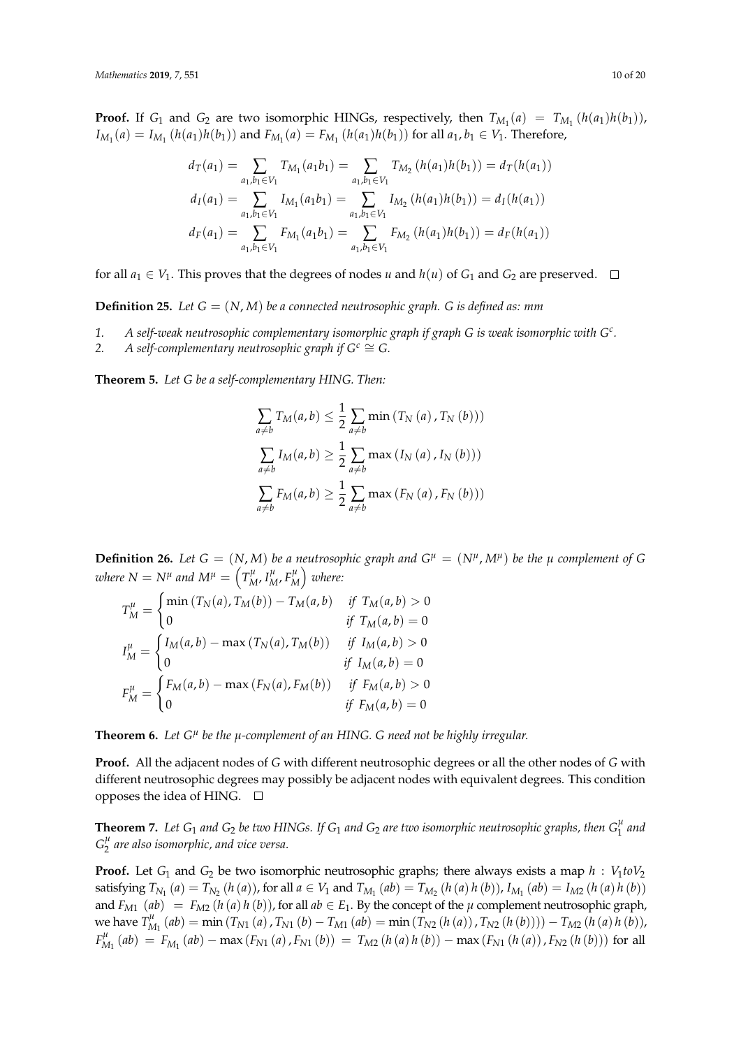**Proof.** If $G_1$ and $G_2$ are two isomorphic HINGs, respectively, then $T_{M_1}(a) = T_{M_1}(h(a_1)h(b_1))$, $I_{M_1}(a) = I_{M_1}(h(a_1)h(b_1))$ and $F_{M_1}(a) = F_{M_1}(h(a_1)h(b_1))$ for all $a_1, b_1 \in V_1$. Therefore,

$$d_T(a_1) = \sum_{a_1,b_1 \in V_1} T_{M_1}(a_1b_1) = \sum_{a_1,b_1 \in V_1} T_{M_2}(h(a_1)h(b_1)) = d_T(h(a_1))$$
$$d_I(a_1) = \sum_{a_1,b_1 \in V_1} I_{M_1}(a_1b_1) = \sum_{a_1,b_1 \in V_1} I_{M_2}(h(a_1)h(b_1)) = d_I(h(a_1))$$
$$d_F(a_1) = \sum_{a_1,b_1 \in V_1} F_{M_1}(a_1b_1) = \sum_{a_1,b_1 \in V_1} F_{M_2}(h(a_1)h(b_1)) = d_F(h(a_1))$$

for all $a_1 \in V_1$. This proves that the degrees of nodes $u$ and $h(u)$ of $G_1$ and $G_2$ are preserved. □

**Definition 25.** *Let $G = (N, M)$ be a connected neutrosophic graph. G is defined as: mm*

1. *A self-weak neutrosophic complementary isomorphic graph if graph G is weak isomorphic with $G^c$.*
2. *A self-complementary neutrosophic graph if $G^c \cong G$.*

**Theorem 5.** *Let G be a self-complementary HING. Then:*

$$\sum_{a \neq b} T_M(a,b) \leq \frac{1}{2} \sum_{a \neq b} \min\left(T_N(a), T_N(b)\right)$$
$$\sum_{a \neq b} I_M(a,b) \geq \frac{1}{2} \sum_{a \neq b} \max\left(I_N(a), I_N(b)\right)$$
$$\sum_{a \neq b} F_M(a,b) \geq \frac{1}{2} \sum_{a \neq b} \max\left(F_N(a), F_N(b)\right)$$

**Definition 26.** *Let $G = (N, M)$ be a neutrosophic graph and $G^\mu = (N^\mu, M^\mu)$ be the $\mu$ complement of G where $N = N^\mu$ and $M^\mu = \left(T_M^\mu, I_M^\mu, F_M^\mu\right)$ where:*

$$T_M^\mu = \begin{cases} \min\left(T_N(a), T_M(b)\right) - T_M(a,b) & \text{if } T_M(a,b) > 0 \\ 0 & \text{if } T_M(a,b) = 0 \end{cases}$$
$$I_M^\mu = \begin{cases} I_M(a,b) - \max\left(T_N(a), T_M(b)\right) & \text{if } I_M(a,b) > 0 \\ 0 & \text{if } I_M(a,b) = 0 \end{cases}$$
$$F_M^\mu = \begin{cases} F_M(a,b) - \max\left(F_N(a), F_M(b)\right) & \text{if } F_M(a,b) > 0 \\ 0 & \text{if } F_M(a,b) = 0 \end{cases}$$

**Theorem 6.** *Let $G^\mu$ be the $\mu$-complement of an HING. G need not be highly irregular.*

**Proof.** All the adjacent nodes of $G$ with different neutrosophic degrees or all the other nodes of $G$ with different neutrosophic degrees may possibly be adjacent nodes with equivalent degrees. This condition opposes the idea of HING. □

**Theorem 7.** *Let $G_1$ and $G_2$ be two HINGs. If $G_1$ and $G_2$ are two isomorphic neutrosophic graphs, then $G_1^\mu$ and $G_2^\mu$ are also isomorphic, and vice versa.*

**Proof.** Let $G_1$ and $G_2$ be two isomorphic neutrosophic graphs; there always exists a map $h : V_1 to V_2$ satisfying $T_{N_1}(a) = T_{N_2}(h(a))$, for all $a \in V_1$ and $T_{M_1}(ab) = T_{M_2}(h(a)h(b))$, $I_{M_1}(ab) = I_{M2}(h(a)h(b))$ and $F_{M1}(ab) = F_{M2}(h(a)h(b))$, for all $ab \in E_1$. By the concept of the $\mu$ complement neutrosophic graph, we have $T_{M_1}^\mu(ab) = \min\left(T_{N1}(a), T_{N1}(b) - T_{M1}(ab) = \min\left(T_{N2}(h(a)), T_{N2}(h(b))\right)\right) - T_{M2}(h(a)h(b))$, $F_{M_1}^\mu(ab) = F_{M_1}(ab) - \max\left(F_{N1}(a), F_{N1}(b)\right) = T_{M2}(h(a)h(b)) - \max\left(F_{N1}(h(a)), F_{N2}(h(b))\right)$ for all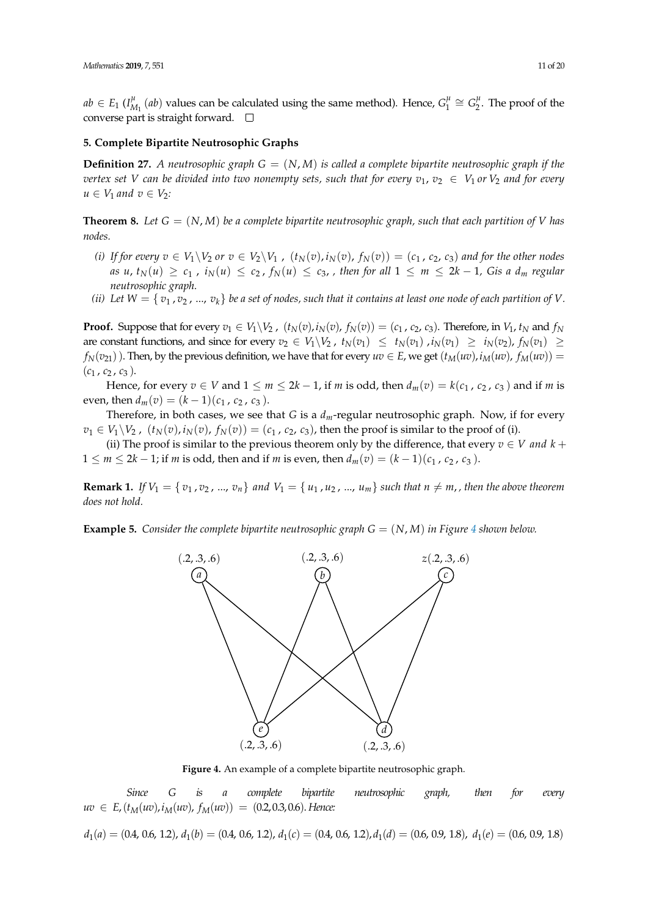$ab \in E_1$ ($I^{\mu}_{M_1}(ab)$ values can be calculated using the same method). Hence, $G^{\mu}_1 \cong G^{\mu}_2$. The proof of the converse part is straight forward. □

## 5. Complete Bipartite Neutrosophic Graphs

**Definition 27.** *A neutrosophic graph $G = (N, M)$ is called a complete bipartite neutrosophic graph if the vertex set $V$ can be divided into two nonempty sets, such that for every $v_1, v_2 \in V_1$ or $V_2$ and for every $u \in V_1$ and $v \in V_2$:*

**Theorem 8.** *Let $G = (N, M)$ be a complete bipartite neutrosophic graph, such that each partition of $V$ has nodes.*

*(i) If for every $v \in V_1 \backslash V_2$ or $v \in V_2 \backslash V_1$, $(t_N(v), i_N(v), f_N(v)) = (c_1, c_2, c_3)$ and for the other nodes as $u$, $t_N(u) \geq c_1$, $i_N(u) \leq c_2$, $f_N(u) \leq c_3$, , then for all $1 \leq m \leq 2k - 1$, Gis a $d_m$ regular neutrosophic graph.*

*(ii) Let $W = \{v_1, v_2, ..., v_k\}$ be a set of nodes, such that it contains at least one node of each partition of $V$.*

**Proof.** Suppose that for every $v_1 \in V_1 \backslash V_2$, $(t_N(v), i_N(v), f_N(v)) = (c_1, c_2, c_3)$. Therefore, in $V_1$, $t_N$ and $f_N$ are constant functions, and since for every $v_2 \in V_1 \backslash V_2$, $t_N(v_1) \leq t_N(v_1)$, $i_N(v_1) \geq i_N(v_2)$, $f_N(v_1) \geq f_N(v_{21})$ ). Then, by the previous definition, we have that for every $uv \in E$, we get $(t_M(uv), i_M(uv), f_M(uv)) = (c_1, c_2, c_3)$.

Hence, for every $v \in V$ and $1 \leq m \leq 2k - 1$, if $m$ is odd, then $d_m(v) = k(c_1, c_2, c_3)$ and if $m$ is even, then $d_m(v) = (k-1)(c_1, c_2, c_3)$.

Therefore, in both cases, we see that $G$ is a $d_m$-regular neutrosophic graph. Now, if for every $v_1 \in V_1 \backslash V_2$, $(t_N(v), i_N(v), f_N(v)) = (c_1, c_2, c_3)$, then the proof is similar to the proof of (i).

(ii) The proof is similar to the previous theorem only by the difference, that every $v \in V$ *and* $k + 1 \leq m \leq 2k - 1$; if $m$ is odd, then and if $m$ is even, then $d_m(v) = (k-1)(c_1, c_2, c_3)$.

**Remark 1.** *If $V_1 = \{v_1, v_2, ..., v_n\}$ and $V_1 = \{u_1, u_2, ..., u_m\}$ such that $n \neq m$, , then the above theorem does not hold.*

**Example 5.** *Consider the complete bipartite neutrosophic graph $G = (N, M)$ in Figure 4 shown below.*

**Figure 4.** An example of a complete bipartite neutrosophic graph.

*Since $G$ is a complete bipartite neutrosophic graph, then for every $uv \in E$, $(t_M(uv), i_M(uv), f_M(uv)) = (0.2, 0.3, 0.6)$. Hence:*

$d_1(a) = (0.4, 0.6, 1.2)$, $d_1(b) = (0.4, 0.6, 1.2)$, $d_1(c) = (0.4, 0.6, 1.2)$, $d_1(d) = (0.6, 0.9, 1.8)$, $d_1(e) = (0.6, 0.9, 1.8)$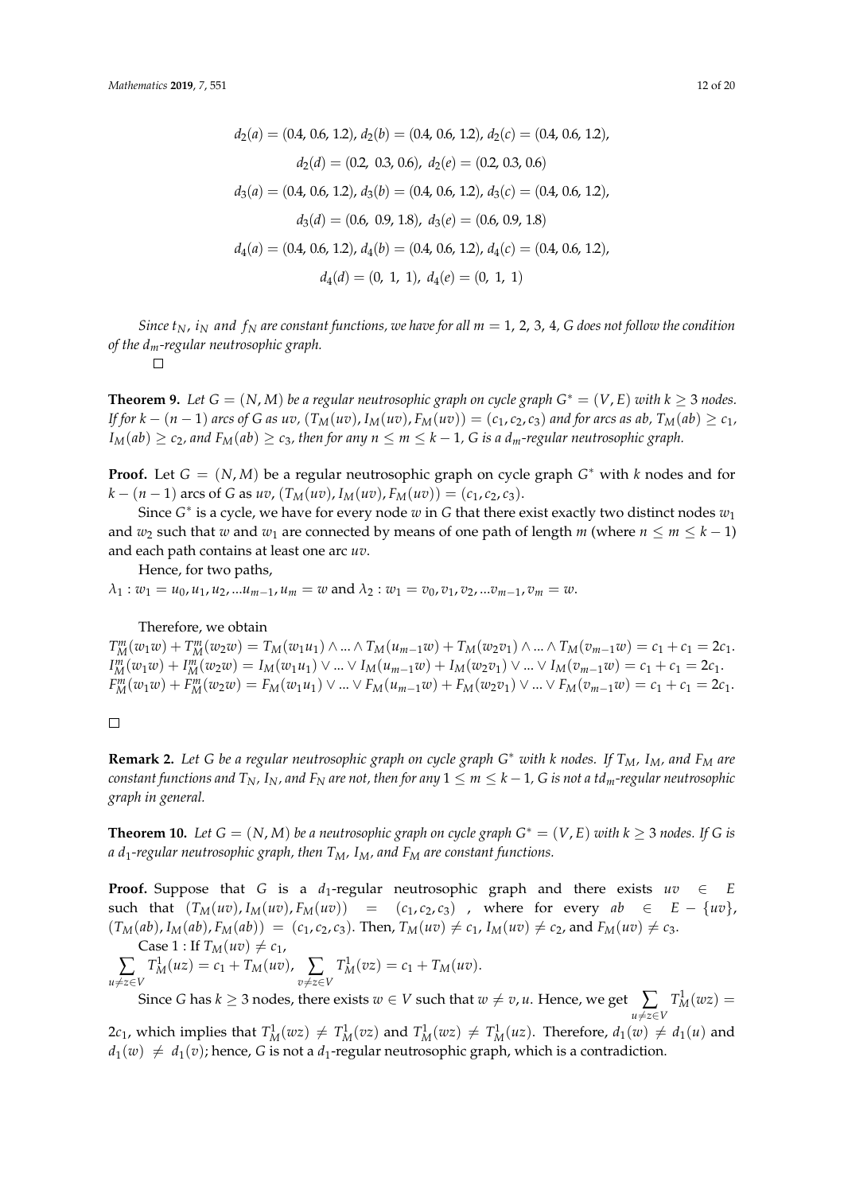$$d_2(a) = (0.4, 0.6, 1.2),\ d_2(b) = (0.4, 0.6, 1.2),\ d_2(c) = (0.4, 0.6, 1.2),$$

$$d_2(d) = (0.2,\ 0.3, 0.6),\ d_2(e) = (0.2, 0.3, 0.6)$$

$$d_3(a) = (0.4, 0.6, 1.2),\ d_3(b) = (0.4, 0.6, 1.2),\ d_3(c) = (0.4, 0.6, 1.2),$$

$$d_3(d) = (0.6,\ 0.9, 1.8),\ d_3(e) = (0.6, 0.9, 1.8)$$

$$d_4(a) = (0.4, 0.6, 1.2),\ d_4(b) = (0.4, 0.6, 1.2),\ d_4(c) = (0.4, 0.6, 1.2),$$

$$d_4(d) = (0,\ 1,\ 1),\ d_4(e) = (0,\ 1,\ 1)$$

*Since $t_N$, $i_N$ and $f_N$ are constant functions, we have for all $m = 1, 2, 3, 4$, $G$ does not follow the condition of the $d_m$-regular neutrosophic graph.*

□

**Theorem 9.** *Let $G = (N, M)$ be a regular neutrosophic graph on cycle graph $G^* = (V, E)$ with $k \geq 3$ nodes. If for $k - (n-1)$ arcs of $G$ as $uv$, $(T_M(uv), I_M(uv), F_M(uv)) = (c_1, c_2, c_3)$ and for arcs as $ab$, $T_M(ab) \geq c_1$, $I_M(ab) \geq c_2$, and $F_M(ab) \geq c_3$, then for any $n \leq m \leq k-1$, $G$ is a $d_m$-regular neutrosophic graph.*

**Proof.** Let $G = (N, M)$ be a regular neutrosophic graph on cycle graph $G^*$ with $k$ nodes and for $k - (n-1)$ arcs of $G$ as $uv$, $(T_M(uv), I_M(uv), F_M(uv)) = (c_1, c_2, c_3)$.

Since $G^*$ is a cycle, we have for every node $w$ in $G$ that there exist exactly two distinct nodes $w_1$ and $w_2$ such that $w$ and $w_1$ are connected by means of one path of length $m$ (where $n \leq m \leq k-1$) and each path contains at least one arc $uv$.

Hence, for two paths,

$\lambda_1 : w_1 = u_0, u_1, u_2, ...u_{m-1}, u_m = w$ and $\lambda_2 : w_1 = v_0, v_1, v_2, ...v_{m-1}, v_m = w$.

Therefore, we obtain

$T_M^m(w_1w) + T_M^m(w_2w) = T_M(w_1u_1) \wedge ... \wedge T_M(u_{m-1}w) + T_M(w_2v_1) \wedge ... \wedge T_M(v_{m-1}w) = c_1 + c_1 = 2c_1.$

$I_M^m(w_1w) + I_M^m(w_2w) = I_M(w_1u_1) \vee ... \vee I_M(u_{m-1}w) + I_M(w_2v_1) \vee ... \vee I_M(v_{m-1}w) = c_1 + c_1 = 2c_1.$

$F_M^m(w_1w) + F_M^m(w_2w) = F_M(w_1u_1) \vee ... \vee F_M(u_{m-1}w) + F_M(w_2v_1) \vee ... \vee F_M(v_{m-1}w) = c_1 + c_1 = 2c_1.$

□

**Remark 2.** *Let $G$ be a regular neutrosophic graph on cycle graph $G^*$ with $k$ nodes. If $T_M$, $I_M$, and $F_M$ are constant functions and $T_N$, $I_N$, and $F_N$ are not, then for any $1 \leq m \leq k-1$, $G$ is not a $td_m$-regular neutrosophic graph in general.*

**Theorem 10.** *Let $G = (N, M)$ be a neutrosophic graph on cycle graph $G^* = (V, E)$ with $k \geq 3$ nodes. If $G$ is a $d_1$-regular neutrosophic graph, then $T_M$, $I_M$, and $F_M$ are constant functions.*

**Proof.** Suppose that $G$ is a $d_1$-regular neutrosophic graph and there exists $uv \in E$ such that $(T_M(uv), I_M(uv), F_M(uv)) = (c_1, c_2, c_3)$, where for every $ab \in E - \{uv\}$, $(T_M(ab), I_M(ab), F_M(ab)) = (c_1, c_2, c_3)$. Then, $T_M(uv) \neq c_1$, $I_M(uv) \neq c_2$, and $F_M(uv) \neq c_3$.

Case 1 : If $T_M(uv) \neq c_1$,

$\sum_{u \neq z \in V} T_M^1(uz) = c_1 + T_M(uv)$, $\sum_{v \neq z \in V} T_M^1(vz) = c_1 + T_M(uv)$.

Since $G$ has $k \geq 3$ nodes, there exists $w \in V$ such that $w \neq v, u$. Hence, we get $\sum_{u \neq z \in V} T_M^1(wz) = 2c_1$, which implies that $T_M^1(wz) \neq T_M^1(vz)$ and $T_M^1(wz) \neq T_M^1(uz)$. Therefore, $d_1(w) \neq d_1(u)$ and $d_1(w) \neq d_1(v)$; hence, $G$ is not a $d_1$-regular neutrosophic graph, which is a contradiction.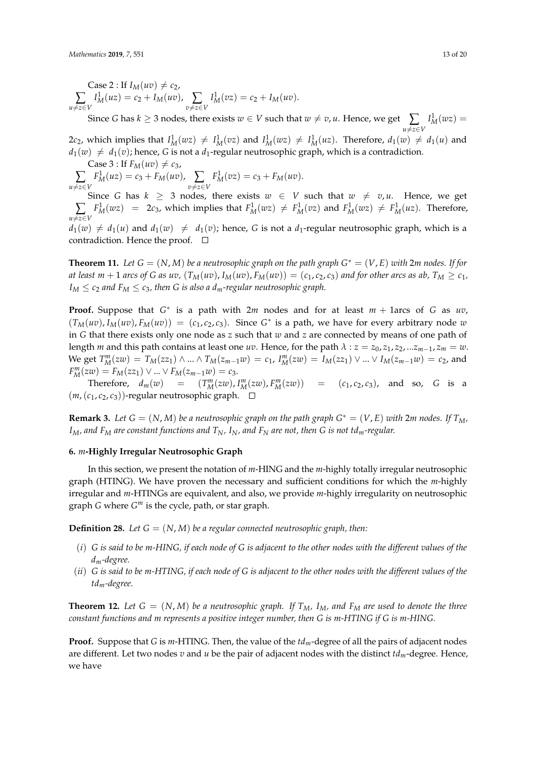Case 2 : If $I_M(uv) \neq c_2$,

$\sum_{u \neq z \in V} I_M^1(uz) = c_2 + I_M(uv)$, $\sum_{v \neq z \in V} I_M^1(vz) = c_2 + I_M(uv)$.

Since $G$ has $k \geq 3$ nodes, there exists $w \in V$ such that $w \neq v, u$. Hence, we get $\sum_{u \neq z \in V} I_M^1(wz) = 2c_2$, which implies that $I_M^1(wz) \neq I_M^1(vz)$ and $I_M^1(wz) \neq I_M^1(uz)$. Therefore, $d_1(w) \neq d_1(u)$ and $d_1(w) \neq d_1(v)$; hence, $G$ is not a $d_1$-regular neutrosophic graph, which is a contradiction.

Case 3 : If $F_M(uv) \neq c_3$,

$\sum_{u \neq z \in V} F_M^1(uz) = c_3 + F_M(uv)$, $\sum_{v \neq z \in V} F_M^1(vz) = c_3 + F_M(uv)$.

Since $G$ has $k \geq 3$ nodes, there exists $w \in V$ such that $w \neq v, u$. Hence, we get $\sum_{u \neq z \in V} F_M^1(wz) = 2c_3$, which implies that $F_M^1(wz) \neq F_M^1(vz)$ and $F_M^1(wz) \neq F_M^1(uz)$. Therefore, $d_1(w) \neq d_1(u)$ and $d_1(w) \neq d_1(v)$; hence, $G$ is not a $d_1$-regular neutrosophic graph, which is a contradiction. Hence the proof. □

**Theorem 11.** *Let $G = (N, M)$ be a neutrosophic graph on the path graph $G^* = (V, E)$ with $2m$ nodes. If for at least $m + 1$ arcs of $G$ as $uv$, $(T_M(uv), I_M(uv), F_M(uv)) = (c_1, c_2, c_3)$ and for other arcs as $ab$, $T_M \geq c_1$, $I_M \leq c_2$ and $F_M \leq c_3$, then $G$ is also a $d_m$-regular neutrosophic graph.*

**Proof.** Suppose that $G^*$ is a path with $2m$ nodes and for at least $m + 1$arcs of $G$ as $uv$, $(T_M(uv), I_M(uv), F_M(uv)) = (c_1, c_2, c_3)$. Since $G^*$ is a path, we have for every arbitrary node $w$ in $G$ that there exists only one node as $z$ such that $w$ and $z$ are connected by means of one path of length $m$ and this path contains at least one $uv$. Hence, for the path $\lambda : z = z_0, z_1, z_2, ... z_{m-1}, z_m = w$. We get $T_M^m(zw) = T_M(zz_1) \wedge ... \wedge T_M(z_{m-1}w) = c_1$, $I_M^m(zw) = I_M(zz_1) \vee ... \vee I_M(z_{m-1}w) = c_2$, and $F_M^m(zw) = F_M(zz_1) \vee ... \vee F_M(z_{m-1}w) = c_3$.

Therefore, $d_m(w) = (T_M^m(zw), I_M^m(zw), F_M^m(zw)) = (c_1, c_2, c_3)$, and so, $G$ is a $(m, (c_1, c_2, c_3))$-regular neutrosophic graph. □

**Remark 3.** *Let $G = (N, M)$ be a neutrosophic graph on the path graph $G^* = (V, E)$ with $2m$ nodes. If $T_M$, $I_M$, and $F_M$ are constant functions and $T_N$, $I_N$, and $F_N$ are not, then $G$ is not $td_m$-regular.*

## 6. *m*-Highly Irregular Neutrosophic Graph

In this section, we present the notation of $m$-HING and the $m$-highly totally irregular neutrosophic graph (HTING). We have proven the necessary and sufficient conditions for which the $m$-highly irregular and $m$-HTINGs are equivalent, and also, we provide $m$-highly irregularity on neutrosophic graph $G$ where $G^m$ is the cycle, path, or star graph.

**Definition 28.** *Let $G = (N, M)$ be a regular connected neutrosophic graph, then:*

- (*i*) *$G$ is said to be m-HING, if each node of $G$ is adjacent to the other nodes with the different values of the $d_m$-degree.*
- (*ii*) *$G$ is said to be m-HTING, if each node of $G$ is adjacent to the other nodes with the different values of the $td_m$-degree.*

**Theorem 12.** *Let $G = (N, M)$ be a neutrosophic graph. If $T_M$, $I_M$, and $F_M$ are used to denote the three constant functions and $m$ represents a positive integer number, then $G$ is m-HTING if $G$ is m-HING.*

**Proof.** Suppose that $G$ is $m$-HTING. Then, the value of the $td_m$-degree of all the pairs of adjacent nodes are different. Let two nodes $v$ and $u$ be the pair of adjacent nodes with the distinct $td_m$-degree. Hence, we have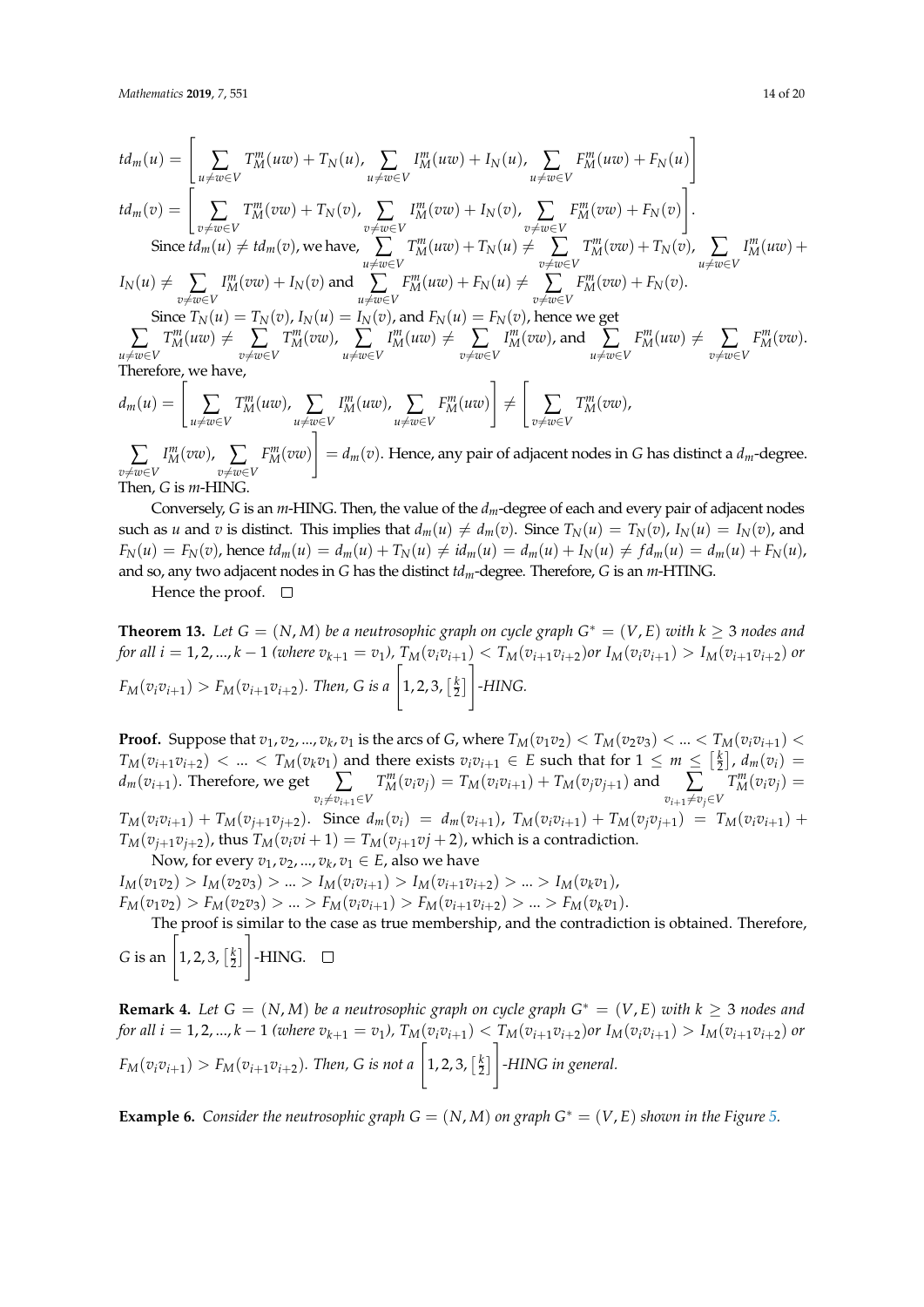$$td_m(u) = \left[\sum_{u \neq w \in V} T_M^m(uw) + T_N(u),\ \sum_{u \neq w \in V} I_M^m(uw) + I_N(u),\ \sum_{u \neq w \in V} F_M^m(uw) + F_N(u)\right]$$

$$td_m(v) = \left[\sum_{v \neq w \in V} T_M^m(vw) + T_N(v),\ \sum_{v \neq w \in V} I_M^m(vw) + I_N(v),\ \sum_{v \neq w \in V} F_M^m(vw) + F_N(v)\right].$$

Since $td_m(u) \neq td_m(v)$, we have, $\sum_{u \neq w \in V} T_M^m(uw) + T_N(u) \neq \sum_{v \neq w \in V} T_M^m(vw) + T_N(v)$, $\sum_{u \neq w \in V} I_M^m(uw) + I_N(u) \neq \sum_{v \neq w \in V} I_M^m(vw) + I_N(v)$ and $\sum_{u \neq w \in V} F_M^m(uw) + F_N(u) \neq \sum_{v \neq w \in V} F_M^m(vw) + F_N(v)$.

Since $T_N(u) = T_N(v)$, $I_N(u) = I_N(v)$, and $F_N(u) = F_N(v)$, hence we get $\sum_{u \neq w \in V} T_M^m(uw) \neq \sum_{v \neq w \in V} T_M^m(vw)$, $\sum_{u \neq w \in V} I_M^m(uw) \neq \sum_{v \neq w \in V} I_M^m(vw)$, and $\sum_{u \neq w \in V} F_M^m(uw) \neq \sum_{v \neq w \in V} F_M^m(vw)$. Therefore, we have,

$$d_m(u) = \left[\sum_{u \neq w \in V} T_M^m(uw),\ \sum_{u \neq w \in V} I_M^m(uw),\ \sum_{u \neq w \in V} F_M^m(uw)\right] \neq \left[\sum_{v \neq w \in V} T_M^m(vw),\right.$$

$\left.\sum_{v \neq w \in V} I_M^m(vw),\ \sum_{v \neq w \in V} F_M^m(vw)\right] = d_m(v)$. Hence, any pair of adjacent nodes in $G$ has distinct a $d_m$-degree. Then, $G$ is $m$-HING.

Conversely, $G$ is an $m$-HING. Then, the value of the $d_m$-degree of each and every pair of adjacent nodes such as $u$ and $v$ is distinct. This implies that $d_m(u) \neq d_m(v)$. Since $T_N(u) = T_N(v)$, $I_N(u) = I_N(v)$, and $F_N(u) = F_N(v)$, hence $td_m(u) = d_m(u) + T_N(u) \neq id_m(u) = d_m(u) + I_N(u) \neq fd_m(u) = d_m(u) + F_N(u)$, and so, any two adjacent nodes in $G$ has the distinct $td_m$-degree. Therefore, $G$ is an $m$-HTING.

Hence the proof. □

**Theorem 13.** *Let $G = (N, M)$ be a neutrosophic graph on cycle graph $G^* = (V, E)$ with $k \geq 3$ nodes and for all $i = 1, 2, ..., k-1$ (where $v_{k+1} = v_1$), $T_M(v_i v_{i+1}) < T_M(v_{i+1} v_{i+2})$or $I_M(v_i v_{i+1}) > I_M(v_{i+1} v_{i+2})$ or $F_M(v_i v_{i+1}) > F_M(v_{i+1} v_{i+2})$. Then, $G$ is a $\left[1, 2, 3, \left[\frac{k}{2}\right]\right]$-HING.*

**Proof.** Suppose that $v_1, v_2, ..., v_k, v_1$ is the arcs of $G$, where $T_M(v_1 v_2) < T_M(v_2 v_3) < ... < T_M(v_i v_{i+1}) < T_M(v_{i+1} v_{i+2}) < ... < T_M(v_k v_1)$ and there exists $v_i v_{i+1} \in E$ such that for $1 \leq m \leq \left[\frac{k}{2}\right]$, $d_m(v_i) = d_m(v_{i+1})$. Therefore, we get $\sum_{v_i \neq v_{i+1} \in V} T_M^m(v_i v_j) = T_M(v_i v_{i+1}) + T_M(v_j v_{j+1})$ and $\sum_{v_{i+1} \neq v_j \in V} T_M^m(v_i v_j) = T_M(v_i v_{i+1}) + T_M(v_{j+1} v_{j+2})$. Since $d_m(v_i) = d_m(v_{i+1})$, $T_M(v_i v_{i+1}) + T_M(v_j v_{j+1}) = T_M(v_i v_{i+1}) + T_M(v_{j+1} v_{j+2})$, thus $T_M(v_i vi+1) = T_M(v_{j+1} vj+2)$, which is a contradiction.

Now, for every $v_1, v_2, ..., v_k, v_1 \in E$, also we have
$I_M(v_1 v_2) > I_M(v_2 v_3) > ... > I_M(v_i v_{i+1}) > I_M(v_{i+1} v_{i+2}) > ... > I_M(v_k v_1)$,
$F_M(v_1 v_2) > F_M(v_2 v_3) > ... > F_M(v_i v_{i+1}) > F_M(v_{i+1} v_{i+2}) > ... > F_M(v_k v_1)$.

The proof is similar to the case as true membership, and the contradiction is obtained. Therefore, $G$ is an $\left[1, 2, 3, \left[\frac{k}{2}\right]\right]$-HING. □

**Remark 4.** *Let $G = (N, M)$ be a neutrosophic graph on cycle graph $G^* = (V, E)$ with $k \geq 3$ nodes and for all $i = 1, 2, ..., k-1$ (where $v_{k+1} = v_1$), $T_M(v_i v_{i+1}) < T_M(v_{i+1} v_{i+2})$or $I_M(v_i v_{i+1}) > I_M(v_{i+1} v_{i+2})$ or $F_M(v_i v_{i+1}) > F_M(v_{i+1} v_{i+2})$. Then, $G$ is not a $\left[1, 2, 3, \left[\frac{k}{2}\right]\right]$-HING in general.*

**Example 6.** *Consider the neutrosophic graph $G = (N, M)$ on graph $G^* = (V, E)$ shown in the Figure 5.*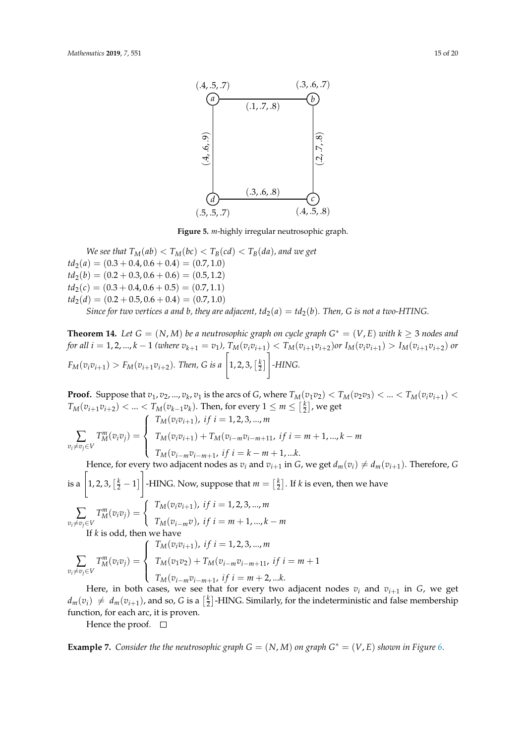Figure 5. *m*-highly irregular neutrosophic graph.

*We see that $T_M(ab) < T_M(bc) < T_B(cd) < T_B(da)$, and we get*
$td_2(a) = (0.3 + 0.4, 0.6 + 0.4) = (0.7, 1.0)$
$td_2(b) = (0.2 + 0.3, 0.6 + 0.6) = (0.5, 1.2)$
$td_2(c) = (0.3 + 0.4, 0.6 + 0.5) = (0.7, 1.1)$
$td_2(d) = (0.2 + 0.5, 0.6 + 0.4) = (0.7, 1.0)$
*Since for two vertices a and b, they are adjacent, $td_2(a) = td_2(b)$. Then, G is not a two-HTING.*

**Theorem 14.** *Let $G = (N, M)$ be a neutrosophic graph on cycle graph $G^* = (V, E)$ with $k \geq 3$ nodes and for all $i = 1, 2, ..., k - 1$ (where $v_{k+1} = v_1$), $T_M(v_i v_{i+1}) < T_M(v_{i+1} v_{i+2})$or $I_M(v_i v_{i+1}) > I_M(v_{i+1} v_{i+2})$ or $F_M(v_i v_{i+1}) > F_M(v_{i+1} v_{i+2})$. Then, G is a $\left[1, 2, 3, \left[\frac{k}{2}\right]\right]$-HING.*

**Proof.** Suppose that $v_1, v_2, ..., v_k, v_1$ is the arcs of $G$, where $T_M(v_1 v_2) < T_M(v_2 v_3) < ... < T_M(v_i v_{i+1}) < T_M(v_{i+1} v_{i+2}) < ... < T_M(v_{k-1} v_k)$. Then, for every $1 \leq m \leq \left[\frac{k}{2}\right]$, we get

$$\sum_{v_i \neq v_j \in V} T_M^m(v_i v_j) = \begin{cases} T_M(v_i v_{i+1}), \ if \ i = 1, 2, 3, ..., m \\ T_M(v_i v_{i+1}) + T_M(v_{i-m} v_{i-m+11}, \ if \ i = m + 1, ..., k - m \\ T_M(v_{i-m} v_{i-m+1}, \ if \ i = k - m + 1, ...k. \end{cases}$$

Hence, for every two adjacent nodes as $v_i$ and $v_{i+1}$ in $G$, we get $d_m(v_i) \neq d_m(v_{i+1})$. Therefore, $G$ is a $\left[1, 2, 3, \left[\frac{k}{2} - 1\right]\right]$-HING. Now, suppose that $m = \left[\frac{k}{2}\right]$. If $k$ is even, then we have

$$\sum_{v_i \neq v_j \in V} T_M^m(v_i v_j) = \begin{cases} T_M(v_i v_{i+1}), \ if \ i = 1, 2, 3, ..., m \\ T_M(v_{i-m} v), \ if \ i = m + 1, ..., k - m \end{cases}$$

If $k$ is odd, then we have

$$\sum_{v_i \neq v_j \in V} T_M^m(v_i v_j) = \begin{cases} T_M(v_i v_{i+1}), \ if \ i = 1, 2, 3, ..., m \\ T_M(v_1 v_2) + T_M(v_{i-m} v_{i-m+11}, \ if \ i = m + 1 \\ T_M(v_{i-m} v_{i-m+1}, \ if \ i = m + 2, ...k. \end{cases}$$

Here, in both cases, we see that for every two adjacent nodes $v_i$ and $v_{i+1}$ in $G$, we get $d_m(v_i) \neq d_m(v_{i+1})$, and so, $G$ is a $\left[\frac{k}{2}\right]$-HING. Similarly, for the indeterministic and false membership function, for each arc, it is proven.

Hence the proof. □

**Example 7.** *Consider the the neutrosophic graph $G = (N, M)$ on graph $G^* = (V, E)$ shown in Figure 6.*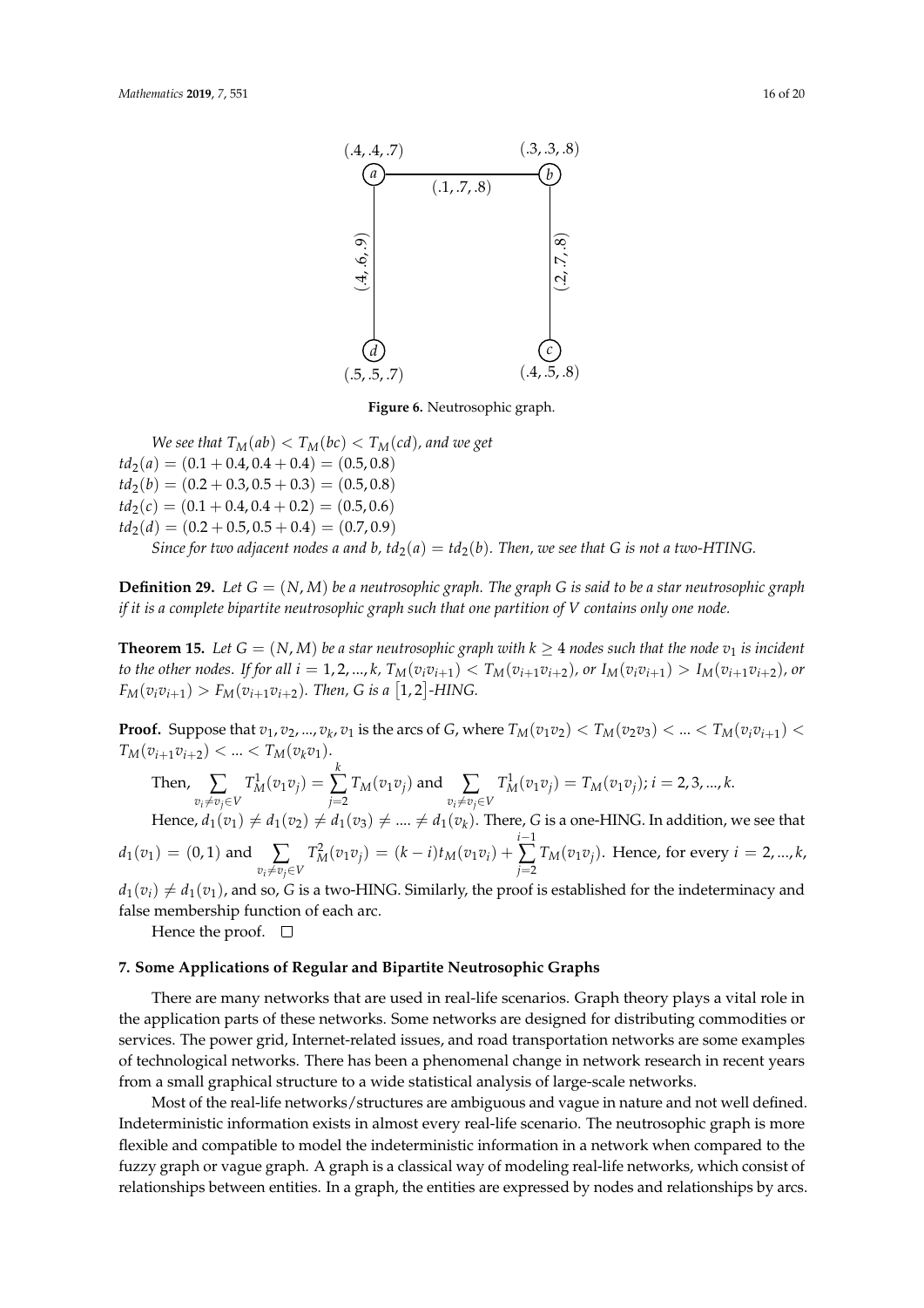Figure 6. Neutrosophic graph.

*We see that $T_M(ab) < T_M(bc) < T_M(cd)$, and we get*
$td_2(a) = (0.1 + 0.4, 0.4 + 0.4) = (0.5, 0.8)$
$td_2(b) = (0.2 + 0.3, 0.5 + 0.3) = (0.5, 0.8)$
$td_2(c) = (0.1 + 0.4, 0.4 + 0.2) = (0.5, 0.6)$
$td_2(d) = (0.2 + 0.5, 0.5 + 0.4) = (0.7, 0.9)$

*Since for two adjacent nodes a and b, $td_2(a) = td_2(b)$. Then, we see that G is not a two-HTING.*

**Definition 29.** *Let $G = (N, M)$ be a neutrosophic graph. The graph G is said to be a star neutrosophic graph if it is a complete bipartite neutrosophic graph such that one partition of V contains only one node.*

**Theorem 15.** *Let $G = (N, M)$ be a star neutrosophic graph with $k \geq 4$ nodes such that the node $v_1$ is incident to the other nodes. If for all $i = 1, 2, ..., k$, $T_M(v_i v_{i+1}) < T_M(v_{i+1} v_{i+2})$, or $I_M(v_i v_{i+1}) > I_M(v_{i+1} v_{i+2})$, or $F_M(v_i v_{i+1}) > F_M(v_{i+1} v_{i+2})$. Then, G is a $[1, 2]$-HING.*

**Proof.** Suppose that $v_1, v_2, ..., v_k, v_1$ is the arcs of $G$, where $T_M(v_1 v_2) < T_M(v_2 v_3) < ... < T_M(v_i v_{i+1}) < T_M(v_{i+1} v_{i+2}) < ... < T_M(v_k v_1)$.

Then, $\sum_{v_i \neq v_j \in V} T_M^1(v_1 v_j) = \sum_{j=2}^{k} T_M(v_1 v_j)$ and $\sum_{v_i \neq v_j \in V} T_M^1(v_1 v_j) = T_M(v_1 v_j)$; $i = 2, 3, ..., k$.

Hence, $d_1(v_1) \neq d_1(v_2) \neq d_1(v_3) \neq .... \neq d_1(v_k)$. There, $G$ is a one-HING. In addition, we see that $d_1(v_1) = (0, 1)$ and $\sum_{v_i \neq v_j \in V} T_M^2(v_1 v_j) = (k - i) t_M(v_1 v_i) + \sum_{j=2}^{i-1} T_M(v_1 v_j)$. Hence, for every $i = 2, ..., k$, $d_1(v_i) \neq d_1(v_1)$, and so, $G$ is a two-HING. Similarly, the proof is established for the indeterminacy and false membership function of each arc.

Hence the proof. □

## 7. Some Applications of Regular and Bipartite Neutrosophic Graphs

There are many networks that are used in real-life scenarios. Graph theory plays a vital role in the application parts of these networks. Some networks are designed for distributing commodities or services. The power grid, Internet-related issues, and road transportation networks are some examples of technological networks. There has been a phenomenal change in network research in recent years from a small graphical structure to a wide statistical analysis of large-scale networks.

Most of the real-life networks/structures are ambiguous and vague in nature and not well defined. Indeterministic information exists in almost every real-life scenario. The neutrosophic graph is more flexible and compatible to model the indeterministic information in a network when compared to the fuzzy graph or vague graph. A graph is a classical way of modeling real-life networks, which consist of relationships between entities. In a graph, the entities are expressed by nodes and relationships by arcs.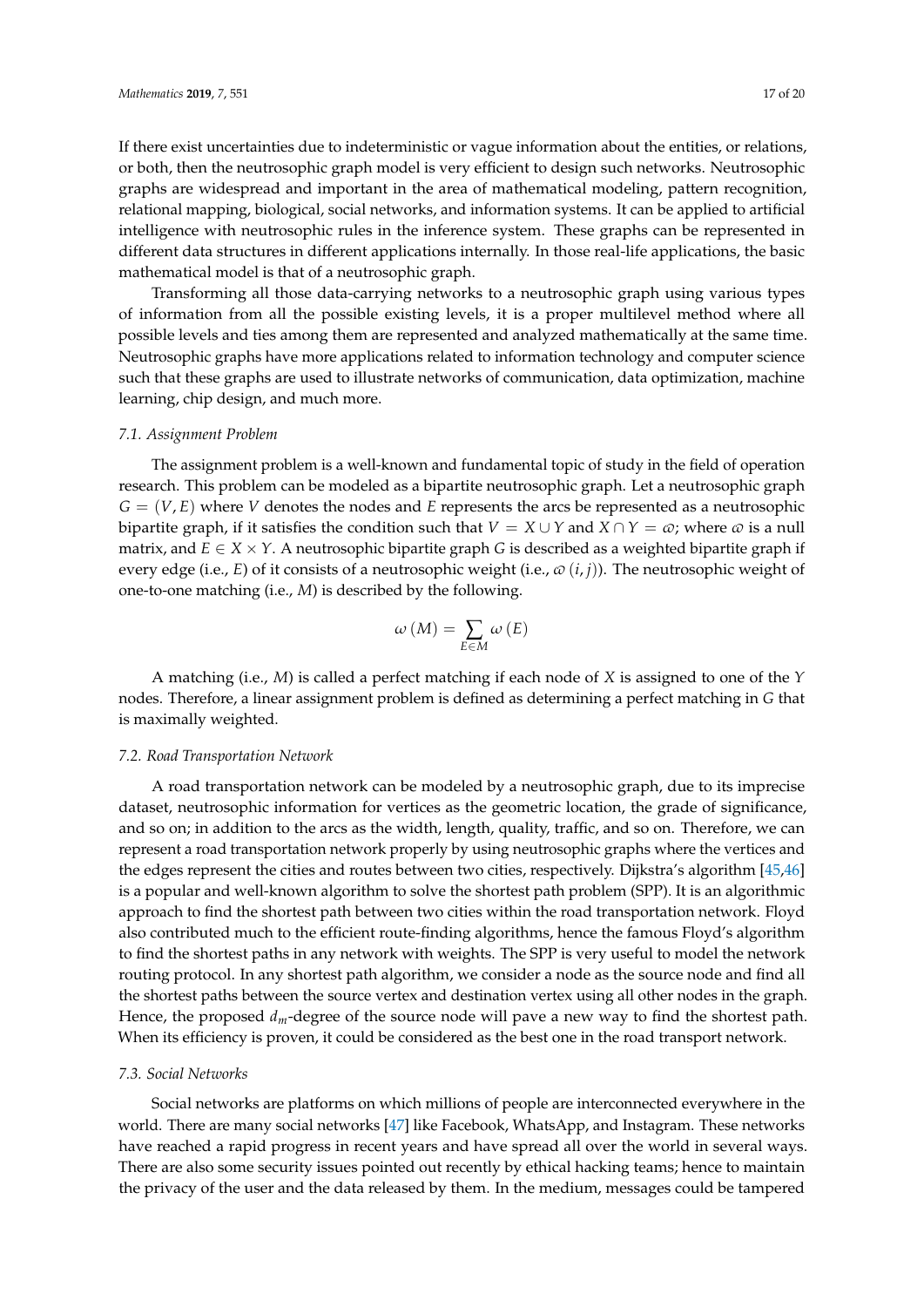If there exist uncertainties due to indeterministic or vague information about the entities, or relations, or both, then the neutrosophic graph model is very efficient to design such networks. Neutrosophic graphs are widespread and important in the area of mathematical modeling, pattern recognition, relational mapping, biological, social networks, and information systems. It can be applied to artificial intelligence with neutrosophic rules in the inference system. These graphs can be represented in different data structures in different applications internally. In those real-life applications, the basic mathematical model is that of a neutrosophic graph.

Transforming all those data-carrying networks to a neutrosophic graph using various types of information from all the possible existing levels, it is a proper multilevel method where all possible levels and ties among them are represented and analyzed mathematically at the same time. Neutrosophic graphs have more applications related to information technology and computer science such that these graphs are used to illustrate networks of communication, data optimization, machine learning, chip design, and much more.

### 7.1. Assignment Problem

The assignment problem is a well-known and fundamental topic of study in the field of operation research. This problem can be modeled as a bipartite neutrosophic graph. Let a neutrosophic graph $G = (V, E)$ where $V$ denotes the nodes and $E$ represents the arcs be represented as a neutrosophic bipartite graph, if it satisfies the condition such that $V = X \cup Y$ and $X \cap Y = \varpi$; where $\varpi$ is a null matrix, and $E \in X \times Y$. A neutrosophic bipartite graph $G$ is described as a weighted bipartite graph if every edge (i.e., $E$) of it consists of a neutrosophic weight (i.e., $\varpi\,(i, j)$). The neutrosophic weight of one-to-one matching (i.e., $M$) is described by the following.

$$\omega\,(M) = \sum_{E \in M} \omega\,(E)$$

A matching (i.e., $M$) is called a perfect matching if each node of $X$ is assigned to one of the $Y$ nodes. Therefore, a linear assignment problem is defined as determining a perfect matching in $G$ that is maximally weighted.

### 7.2. Road Transportation Network

A road transportation network can be modeled by a neutrosophic graph, due to its imprecise dataset, neutrosophic information for vertices as the geometric location, the grade of significance, and so on; in addition to the arcs as the width, length, quality, traffic, and so on. Therefore, we can represent a road transportation network properly by using neutrosophic graphs where the vertices and the edges represent the cities and routes between two cities, respectively. Dijkstra's algorithm [45,46] is a popular and well-known algorithm to solve the shortest path problem (SPP). It is an algorithmic approach to find the shortest path between two cities within the road transportation network. Floyd also contributed much to the efficient route-finding algorithms, hence the famous Floyd's algorithm to find the shortest paths in any network with weights. The SPP is very useful to model the network routing protocol. In any shortest path algorithm, we consider a node as the source node and find all the shortest paths between the source vertex and destination vertex using all other nodes in the graph. Hence, the proposed $d_m$-degree of the source node will pave a new way to find the shortest path. When its efficiency is proven, it could be considered as the best one in the road transport network.

### 7.3. Social Networks

Social networks are platforms on which millions of people are interconnected everywhere in the world. There are many social networks [47] like Facebook, WhatsApp, and Instagram. These networks have reached a rapid progress in recent years and have spread all over the world in several ways. There are also some security issues pointed out recently by ethical hacking teams; hence to maintain the privacy of the user and the data released by them. In the medium, messages could be tampered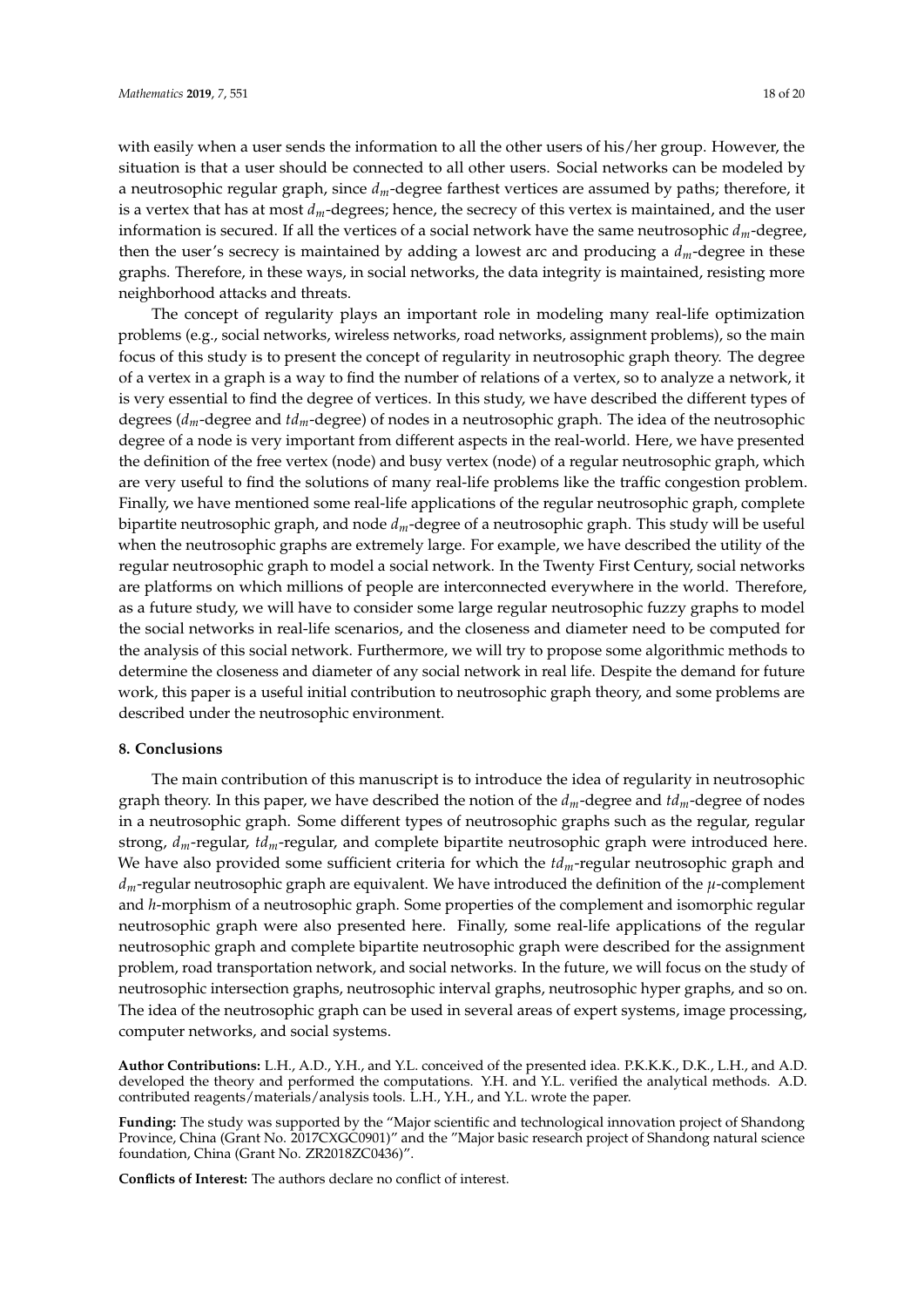with easily when a user sends the information to all the other users of his/her group. However, the situation is that a user should be connected to all other users. Social networks can be modeled by a neutrosophic regular graph, since $d_m$-degree farthest vertices are assumed by paths; therefore, it is a vertex that has at most $d_m$-degrees; hence, the secrecy of this vertex is maintained, and the user information is secured. If all the vertices of a social network have the same neutrosophic $d_m$-degree, then the user's secrecy is maintained by adding a lowest arc and producing a $d_m$-degree in these graphs. Therefore, in these ways, in social networks, the data integrity is maintained, resisting more neighborhood attacks and threats.

The concept of regularity plays an important role in modeling many real-life optimization problems (e.g., social networks, wireless networks, road networks, assignment problems), so the main focus of this study is to present the concept of regularity in neutrosophic graph theory. The degree of a vertex in a graph is a way to find the number of relations of a vertex, so to analyze a network, it is very essential to find the degree of vertices. In this study, we have described the different types of degrees ($d_m$-degree and $td_m$-degree) of nodes in a neutrosophic graph. The idea of the neutrosophic degree of a node is very important from different aspects in the real-world. Here, we have presented the definition of the free vertex (node) and busy vertex (node) of a regular neutrosophic graph, which are very useful to find the solutions of many real-life problems like the traffic congestion problem. Finally, we have mentioned some real-life applications of the regular neutrosophic graph, complete bipartite neutrosophic graph, and node $d_m$-degree of a neutrosophic graph. This study will be useful when the neutrosophic graphs are extremely large. For example, we have described the utility of the regular neutrosophic graph to model a social network. In the Twenty First Century, social networks are platforms on which millions of people are interconnected everywhere in the world. Therefore, as a future study, we will have to consider some large regular neutrosophic fuzzy graphs to model the social networks in real-life scenarios, and the closeness and diameter need to be computed for the analysis of this social network. Furthermore, we will try to propose some algorithmic methods to determine the closeness and diameter of any social network in real life. Despite the demand for future work, this paper is a useful initial contribution to neutrosophic graph theory, and some problems are described under the neutrosophic environment.

## 8. Conclusions

The main contribution of this manuscript is to introduce the idea of regularity in neutrosophic graph theory. In this paper, we have described the notion of the $d_m$-degree and $td_m$-degree of nodes in a neutrosophic graph. Some different types of neutrosophic graphs such as the regular, regular strong, $d_m$-regular, $td_m$-regular, and complete bipartite neutrosophic graph were introduced here. We have also provided some sufficient criteria for which the $td_m$-regular neutrosophic graph and $d_m$-regular neutrosophic graph are equivalent. We have introduced the definition of the $\mu$-complement and $h$-morphism of a neutrosophic graph. Some properties of the complement and isomorphic regular neutrosophic graph were also presented here. Finally, some real-life applications of the regular neutrosophic graph and complete bipartite neutrosophic graph were described for the assignment problem, road transportation network, and social networks. In the future, we will focus on the study of neutrosophic intersection graphs, neutrosophic interval graphs, neutrosophic hyper graphs, and so on. The idea of the neutrosophic graph can be used in several areas of expert systems, image processing, computer networks, and social systems.

**Author Contributions:** L.H., A.D., Y.H., and Y.L. conceived of the presented idea. P.K.K.K., D.K., L.H., and A.D. developed the theory and performed the computations. Y.H. and Y.L. verified the analytical methods. A.D. contributed reagents/materials/analysis tools. L.H., Y.H., and Y.L. wrote the paper.

**Funding:** The study was supported by the "Major scientific and technological innovation project of Shandong Province, China (Grant No. 2017CXGC0901)" and the "Major basic research project of Shandong natural science foundation, China (Grant No. ZR2018ZC0436)".

**Conflicts of Interest:** The authors declare no conflict of interest.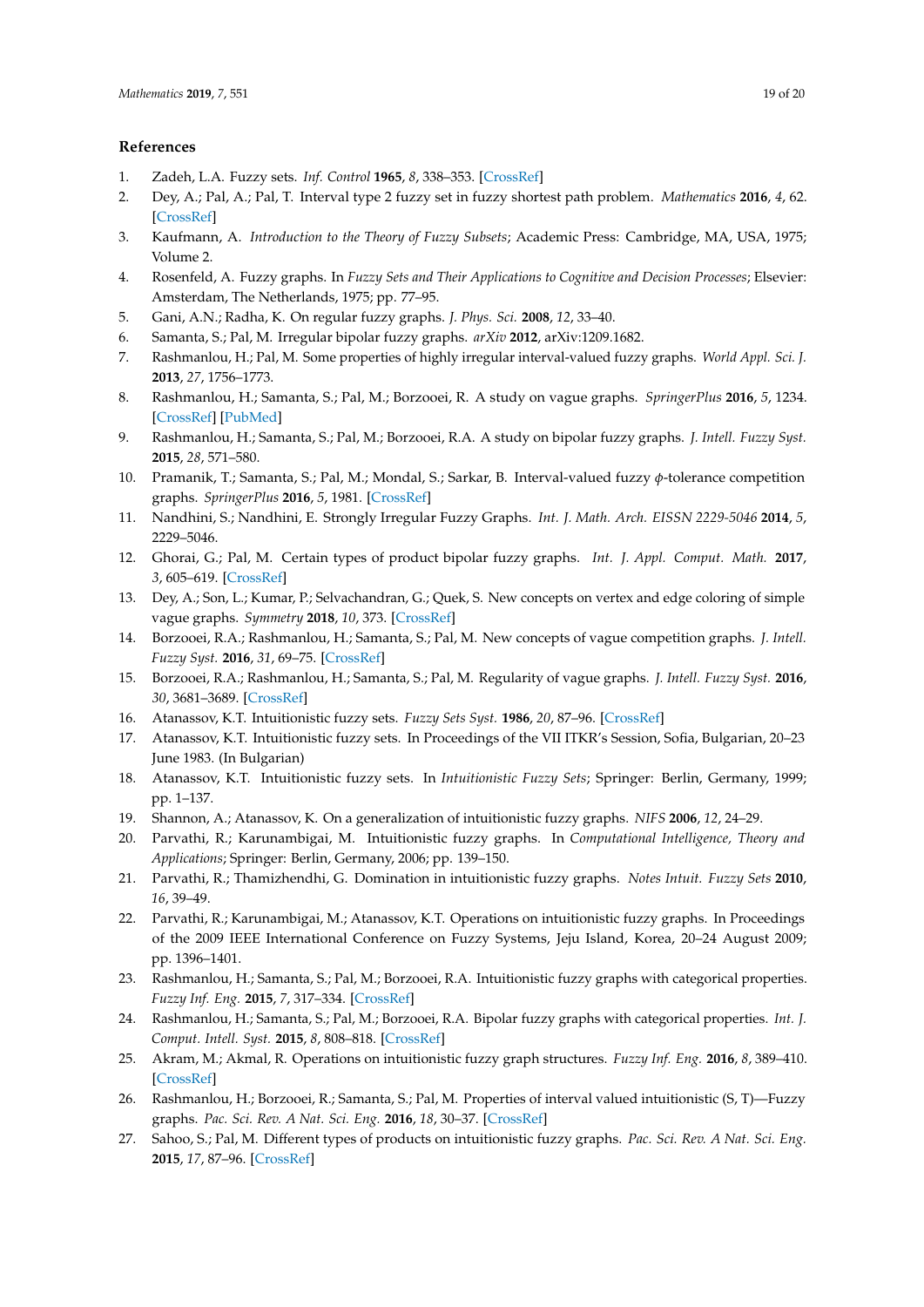## References

1. Zadeh, L.A. Fuzzy sets. *Inf. Control* **1965**, *8*, 338–353. [CrossRef]
2. Dey, A.; Pal, A.; Pal, T. Interval type 2 fuzzy set in fuzzy shortest path problem. *Mathematics* **2016**, *4*, 62. [CrossRef]
3. Kaufmann, A. *Introduction to the Theory of Fuzzy Subsets*; Academic Press: Cambridge, MA, USA, 1975; Volume 2.
4. Rosenfeld, A. Fuzzy graphs. In *Fuzzy Sets and Their Applications to Cognitive and Decision Processes*; Elsevier: Amsterdam, The Netherlands, 1975; pp. 77–95.
5. Gani, A.N.; Radha, K. On regular fuzzy graphs. *J. Phys. Sci.* **2008**, *12*, 33–40.
6. Samanta, S.; Pal, M. Irregular bipolar fuzzy graphs. *arXiv* **2012**, arXiv:1209.1682.
7. Rashmanlou, H.; Pal, M. Some properties of highly irregular interval-valued fuzzy graphs. *World Appl. Sci. J.* **2013**, *27*, 1756–1773.
8. Rashmanlou, H.; Samanta, S.; Pal, M.; Borzooei, R. A study on vague graphs. *SpringerPlus* **2016**, *5*, 1234. [CrossRef] [PubMed]
9. Rashmanlou, H.; Samanta, S.; Pal, M.; Borzooei, R.A. A study on bipolar fuzzy graphs. *J. Intell. Fuzzy Syst.* **2015**, *28*, 571–580.
10. Pramanik, T.; Samanta, S.; Pal, M.; Mondal, S.; Sarkar, B. Interval-valued fuzzy $\phi$-tolerance competition graphs. *SpringerPlus* **2016**, *5*, 1981. [CrossRef]
11. Nandhini, S.; Nandhini, E. Strongly Irregular Fuzzy Graphs. *Int. J. Math. Arch. EISSN 2229-5046* **2014**, *5*, 2229–5046.
12. Ghorai, G.; Pal, M. Certain types of product bipolar fuzzy graphs. *Int. J. Appl. Comput. Math.* **2017**, *3*, 605–619. [CrossRef]
13. Dey, A.; Son, L.; Kumar, P.; Selvachandran, G.; Quek, S. New concepts on vertex and edge coloring of simple vague graphs. *Symmetry* **2018**, *10*, 373. [CrossRef]
14. Borzooei, R.A.; Rashmanlou, H.; Samanta, S.; Pal, M. New concepts of vague competition graphs. *J. Intell. Fuzzy Syst.* **2016**, *31*, 69–75. [CrossRef]
15. Borzooei, R.A.; Rashmanlou, H.; Samanta, S.; Pal, M. Regularity of vague graphs. *J. Intell. Fuzzy Syst.* **2016**, *30*, 3681–3689. [CrossRef]
16. Atanassov, K.T. Intuitionistic fuzzy sets. *Fuzzy Sets Syst.* **1986**, *20*, 87–96. [CrossRef]
17. Atanassov, K.T. Intuitionistic fuzzy sets. In Proceedings of the VII ITKR's Session, Sofia, Bulgarian, 20–23 June 1983. (In Bulgarian)
18. Atanassov, K.T. Intuitionistic fuzzy sets. In *Intuitionistic Fuzzy Sets*; Springer: Berlin, Germany, 1999; pp. 1–137.
19. Shannon, A.; Atanassov, K. On a generalization of intuitionistic fuzzy graphs. *NIFS* **2006**, *12*, 24–29.
20. Parvathi, R.; Karunambigai, M. Intuitionistic fuzzy graphs. In *Computational Intelligence, Theory and Applications*; Springer: Berlin, Germany, 2006; pp. 139–150.
21. Parvathi, R.; Thamizhendhi, G. Domination in intuitionistic fuzzy graphs. *Notes Intuit. Fuzzy Sets* **2010**, *16*, 39–49.
22. Parvathi, R.; Karunambigai, M.; Atanassov, K.T. Operations on intuitionistic fuzzy graphs. In Proceedings of the 2009 IEEE International Conference on Fuzzy Systems, Jeju Island, Korea, 20–24 August 2009; pp. 1396–1401.
23. Rashmanlou, H.; Samanta, S.; Pal, M.; Borzooei, R.A. Intuitionistic fuzzy graphs with categorical properties. *Fuzzy Inf. Eng.* **2015**, *7*, 317–334. [CrossRef]
24. Rashmanlou, H.; Samanta, S.; Pal, M.; Borzooei, R.A. Bipolar fuzzy graphs with categorical properties. *Int. J. Comput. Intell. Syst.* **2015**, *8*, 808–818. [CrossRef]
25. Akram, M.; Akmal, R. Operations on intuitionistic fuzzy graph structures. *Fuzzy Inf. Eng.* **2016**, *8*, 389–410. [CrossRef]
26. Rashmanlou, H.; Borzooei, R.; Samanta, S.; Pal, M. Properties of interval valued intuitionistic (S, T)—Fuzzy graphs. *Pac. Sci. Rev. A Nat. Sci. Eng.* **2016**, *18*, 30–37. [CrossRef]
27. Sahoo, S.; Pal, M. Different types of products on intuitionistic fuzzy graphs. *Pac. Sci. Rev. A Nat. Sci. Eng.* **2015**, *17*, 87–96. [CrossRef]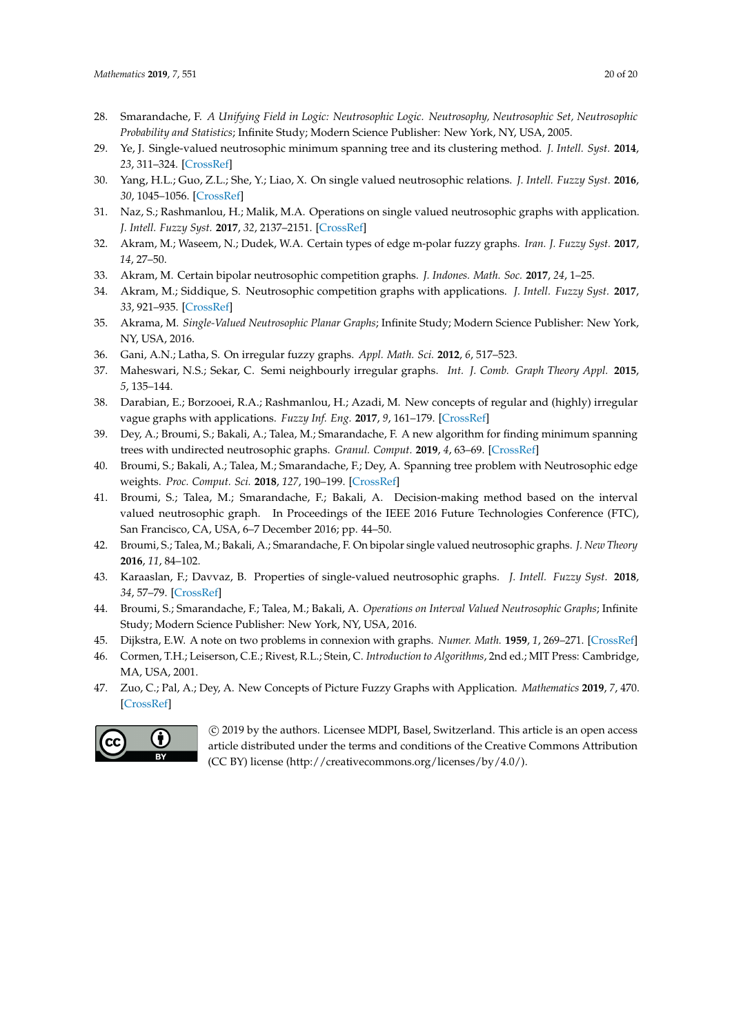28. Smarandache, F. *A Unifying Field in Logic: Neutrosophic Logic. Neutrosophy, Neutrosophic Set, Neutrosophic Probability and Statistics*; Infinite Study; Modern Science Publisher: New York, NY, USA, 2005.
29. Ye, J. Single-valued neutrosophic minimum spanning tree and its clustering method. *J. Intell. Syst.* **2014**, *23*, 311–324. [CrossRef]
30. Yang, H.L.; Guo, Z.L.; She, Y.; Liao, X. On single valued neutrosophic relations. *J. Intell. Fuzzy Syst.* **2016**, *30*, 1045–1056. [CrossRef]
31. Naz, S.; Rashmanlou, H.; Malik, M.A. Operations on single valued neutrosophic graphs with application. *J. Intell. Fuzzy Syst.* **2017**, *32*, 2137–2151. [CrossRef]
32. Akram, M.; Waseem, N.; Dudek, W.A. Certain types of edge m-polar fuzzy graphs. *Iran. J. Fuzzy Syst.* **2017**, *14*, 27–50.
33. Akram, M. Certain bipolar neutrosophic competition graphs. *J. Indones. Math. Soc.* **2017**, *24*, 1–25.
34. Akram, M.; Siddique, S. Neutrosophic competition graphs with applications. *J. Intell. Fuzzy Syst.* **2017**, *33*, 921–935. [CrossRef]
35. Akrama, M. *Single-Valued Neutrosophic Planar Graphs*; Infinite Study; Modern Science Publisher: New York, NY, USA, 2016.
36. Gani, A.N.; Latha, S. On irregular fuzzy graphs. *Appl. Math. Sci.* **2012**, *6*, 517–523.
37. Maheswari, N.S.; Sekar, C. Semi neighbourly irregular graphs. *Int. J. Comb. Graph Theory Appl.* **2015**, *5*, 135–144.
38. Darabian, E.; Borzooei, R.A.; Rashmanlou, H.; Azadi, M. New concepts of regular and (highly) irregular vague graphs with applications. *Fuzzy Inf. Eng.* **2017**, *9*, 161–179. [CrossRef]
39. Dey, A.; Broumi, S.; Bakali, A.; Talea, M.; Smarandache, F. A new algorithm for finding minimum spanning trees with undirected neutrosophic graphs. *Granul. Comput.* **2019**, *4*, 63–69. [CrossRef]
40. Broumi, S.; Bakali, A.; Talea, M.; Smarandache, F.; Dey, A. Spanning tree problem with Neutrosophic edge weights. *Proc. Comput. Sci.* **2018**, *127*, 190–199. [CrossRef]
41. Broumi, S.; Talea, M.; Smarandache, F.; Bakali, A. Decision-making method based on the interval valued neutrosophic graph. In Proceedings of the IEEE 2016 Future Technologies Conference (FTC), San Francisco, CA, USA, 6–7 December 2016; pp. 44–50.
42. Broumi, S.; Talea, M.; Bakali, A.; Smarandache, F. On bipolar single valued neutrosophic graphs. *J. New Theory* **2016**, *11*, 84–102.
43. Karaaslan, F.; Davvaz, B. Properties of single-valued neutrosophic graphs. *J. Intell. Fuzzy Syst.* **2018**, *34*, 57–79. [CrossRef]
44. Broumi, S.; Smarandache, F.; Talea, M.; Bakali, A. *Operations on Interval Valued Neutrosophic Graphs*; Infinite Study; Modern Science Publisher: New York, NY, USA, 2016.
45. Dijkstra, E.W. A note on two problems in connexion with graphs. *Numer. Math.* **1959**, *1*, 269–271. [CrossRef]
46. Cormen, T.H.; Leiserson, C.E.; Rivest, R.L.; Stein, C. *Introduction to Algorithms*, 2nd ed.; MIT Press: Cambridge, MA, USA, 2001.
47. Zuo, C.; Pal, A.; Dey, A. New Concepts of Picture Fuzzy Graphs with Application. *Mathematics* **2019**, *7*, 470. [CrossRef]

© 2019 by the authors. Licensee MDPI, Basel, Switzerland. This article is an open access article distributed under the terms and conditions of the Creative Commons Attribution (CC BY) license (http://creativecommons.org/licenses/by/4.0/).